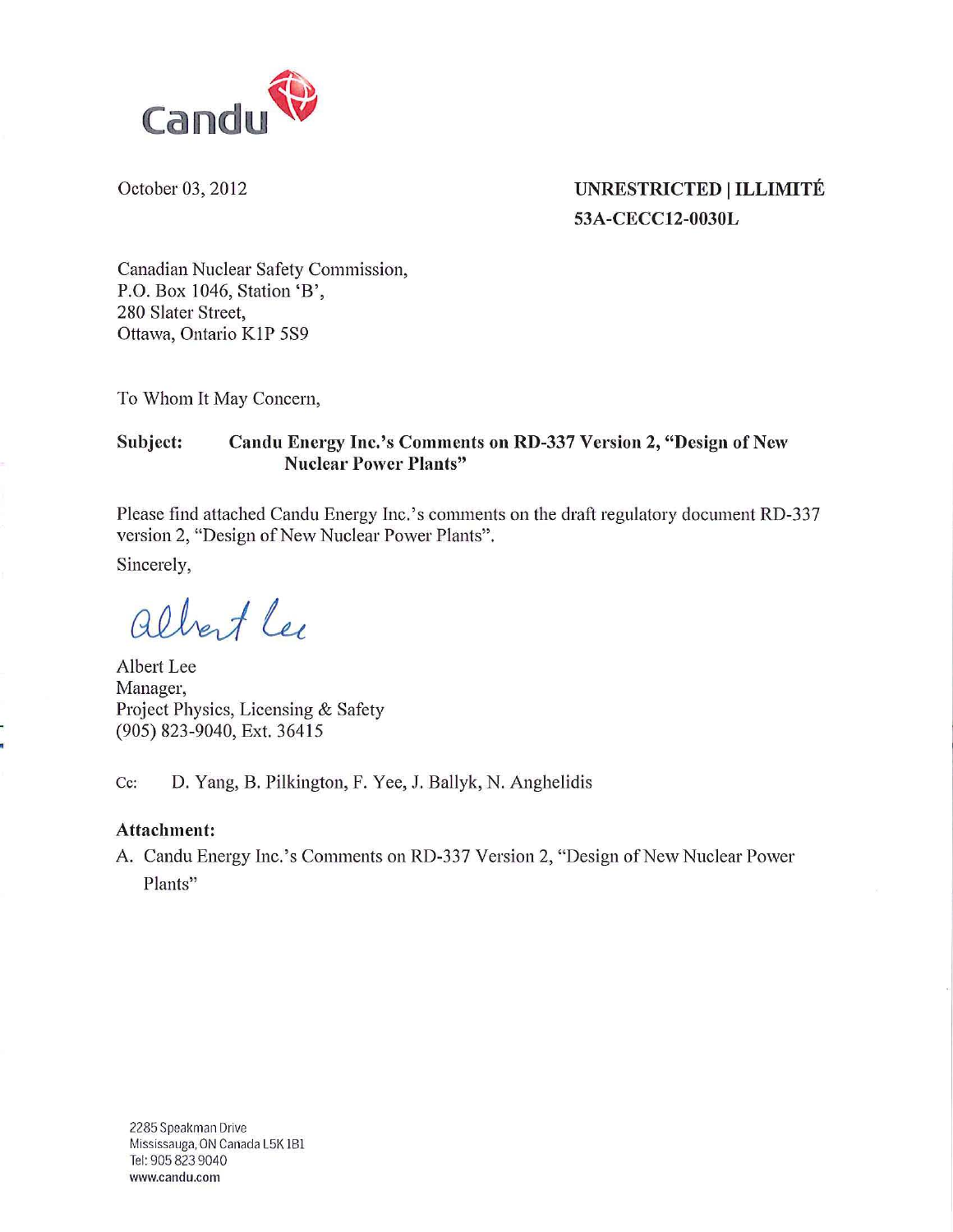Candu

October 03, 2012

**UNRESTRICTED | ILLIMITÉ**
**53A-CECC12-0030L**

Canadian Nuclear Safety Commission,
P.O. Box 1046, Station 'B',
280 Slater Street,
Ottawa, Ontario K1P 5S9

To Whom It May Concern,

**Subject: Candu Energy Inc.'s Comments on RD-337 Version 2, "Design of New Nuclear Power Plants"**

Please find attached Candu Energy Inc.'s comments on the draft regulatory document RD-337 version 2, "Design of New Nuclear Power Plants".

Sincerely,

Albert Lee

Albert Lee
Manager,
Project Physics, Licensing & Safety
(905) 823-9040, Ext. 36415

Cc: D. Yang, B. Pilkington, F. Yee, J. Ballyk, N. Anghelidis

**Attachment:**

A. Candu Energy Inc.'s Comments on RD-337 Version 2, "Design of New Nuclear Power Plants"

2285 Speakman Drive
Mississauga, ON Canada L5K 1B1
Tel: 905 823 9040
www.candu.com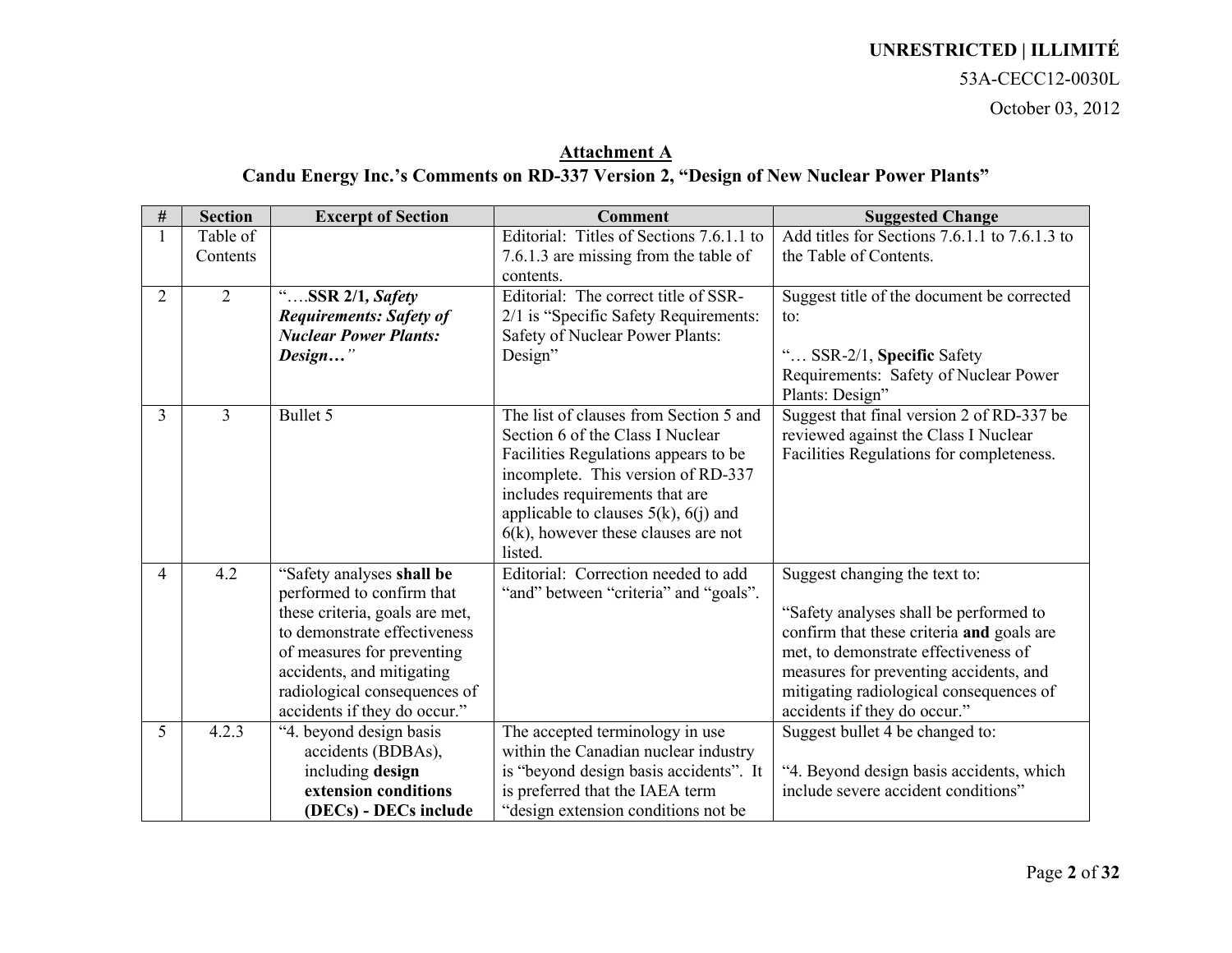UNRESTRICTED | ILLIMITÉ

53A-CECC12-0030L

October 03, 2012

## Attachment A

## Candu Energy Inc.'s Comments on RD-337 Version 2, "Design of New Nuclear Power Plants"

| # | Section | Excerpt of Section | Comment | Suggested Change |
|---|---|---|---|---|
| 1 | Table of Contents | | Editorial: Titles of Sections 7.6.1.1 to 7.6.1.3 are missing from the table of contents. | Add titles for Sections 7.6.1.1 to 7.6.1.3 to the Table of Contents. |
| 2 | 2 | "….**SSR 2/1,** ***Safety Requirements: Safety of Nuclear Power Plants: Design…"*** | Editorial: The correct title of SSR-2/1 is "Specific Safety Requirements: Safety of Nuclear Power Plants: Design" | Suggest title of the document be corrected to: "… SSR-2/1, **Specific** Safety Requirements: Safety of Nuclear Power Plants: Design" |
| 3 | 3 | Bullet 5 | The list of clauses from Section 5 and Section 6 of the Class I Nuclear Facilities Regulations appears to be incomplete. This version of RD-337 includes requirements that are applicable to clauses 5(k), 6(j) and 6(k), however these clauses are not listed. | Suggest that final version 2 of RD-337 be reviewed against the Class I Nuclear Facilities Regulations for completeness. |
| 4 | 4.2 | "Safety analyses **shall be** performed to confirm that these criteria, goals are met, to demonstrate effectiveness of measures for preventing accidents, and mitigating radiological consequences of accidents if they do occur." | Editorial: Correction needed to add "and" between "criteria" and "goals". | Suggest changing the text to: "Safety analyses shall be performed to confirm that these criteria **and** goals are met, to demonstrate effectiveness of measures for preventing accidents, and mitigating radiological consequences of accidents if they do occur." |
| 5 | 4.2.3 | "4. beyond design basis accidents (BDBAs), including **design extension conditions (DECs) - DECs include** | The accepted terminology in use within the Canadian nuclear industry is "beyond design basis accidents". It is preferred that the IAEA term "design extension conditions not be | Suggest bullet 4 be changed to: "4. Beyond design basis accidents, which include severe accident conditions" |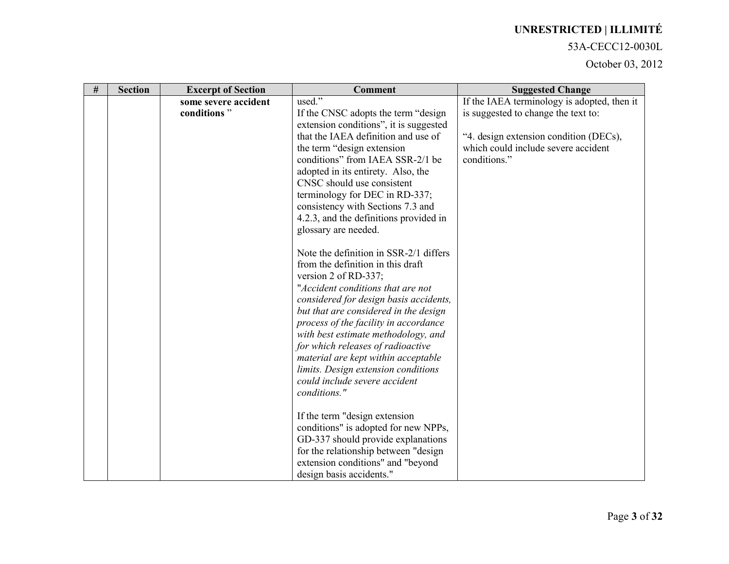| # | Section | Excerpt of Section | Comment | Suggested Change |
|---|---|---|---|---|
| | | **some severe accident conditions** ” | used.”<br>If the CNSC adopts the term “design extension conditions”, it is suggested that the IAEA definition and use of the term “design extension conditions” from IAEA SSR-2/1 be adopted in its entirety. Also, the CNSC should use consistent terminology for DEC in RD-337; consistency with Sections 7.3 and 4.2.3, and the definitions provided in glossary are needed.<br><br>Note the definition in SSR-2/1 differs from the definition in this draft version 2 of RD-337;<br>"*Accident conditions that are not considered for design basis accidents, but that are considered in the design process of the facility in accordance with best estimate methodology, and for which releases of radioactive material are kept within acceptable limits. Design extension conditions could include severe accident conditions.*"<br><br>If the term "design extension conditions" is adopted for new NPPs, GD-337 should provide explanations for the relationship between "design extension conditions" and "beyond design basis accidents." | If the IAEA terminology is adopted, then it is suggested to change the text to:<br><br>“4. design extension condition (DECs), which could include severe accident conditions.” |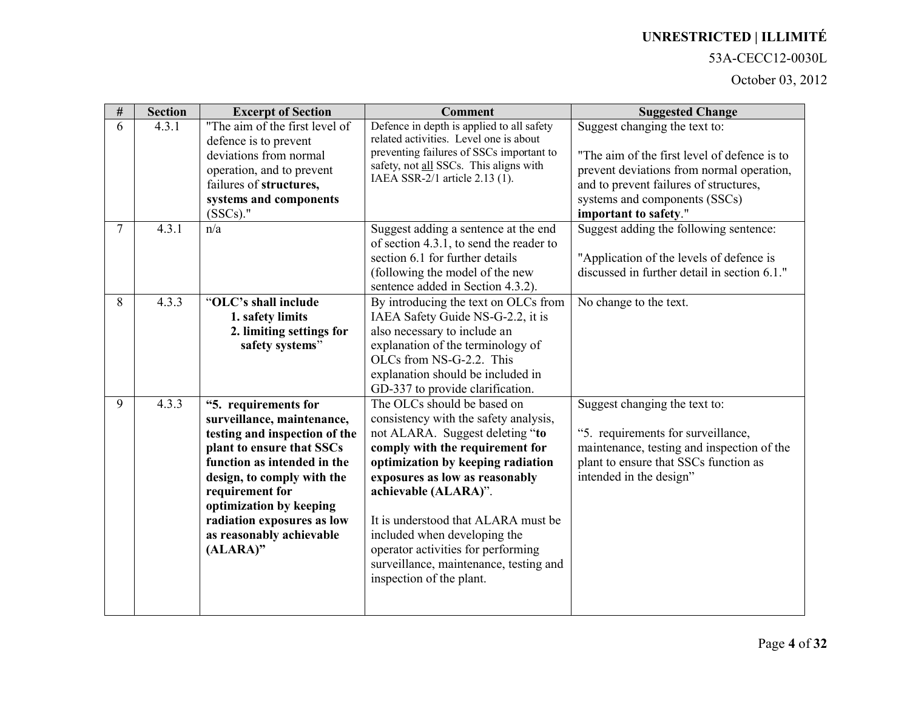| # | Section | Excerpt of Section | Comment | Suggested Change |
| --- | --- | --- | --- | --- |
| 6 | 4.3.1 | "The aim of the first level of defence is to prevent deviations from normal operation, and to prevent failures of **structures, systems and components** (SSCs)." | Defence in depth is applied to all safety related activities. Level one is about preventing failures of SSCs important to safety, not all SSCs. This aligns with IAEA SSR-2/1 article 2.13 (1). | Suggest changing the text to:<br><br>"The aim of the first level of defence is to prevent deviations from normal operation, and to prevent failures of structures, systems and components (SSCs) **important to safety**." |
| 7 | 4.3.1 | n/a | Suggest adding a sentence at the end of section 4.3.1, to send the reader to section 6.1 for further details (following the model of the new sentence added in Section 4.3.2). | Suggest adding the following sentence:<br><br>"Application of the levels of defence is discussed in further detail in section 6.1." |
| 8 | 4.3.3 | "**OLC's shall include**<br>**1. safety limits**<br>**2. limiting settings for safety systems**" | By introducing the text on OLCs from IAEA Safety Guide NS-G-2.2, it is also necessary to include an explanation of the terminology of OLCs from NS-G-2.2. This explanation should be included in GD-337 to provide clarification. | No change to the text. |
| 9 | 4.3.3 | **"5. requirements for surveillance, maintenance, testing and inspection of the plant to ensure that SSCs function as intended in the design, to comply with the requirement for optimization by keeping radiation exposures as low as reasonably achievable (ALARA)"** | The OLCs should be based on consistency with the safety analysis, not ALARA. Suggest deleting "**to comply with the requirement for optimization by keeping radiation exposures as low as reasonably achievable (ALARA)**".<br><br>It is understood that ALARA must be included when developing the operator activities for performing surveillance, maintenance, testing and inspection of the plant. | Suggest changing the text to:<br><br>"5. requirements for surveillance, maintenance, testing and inspection of the plant to ensure that SSCs function as intended in the design" |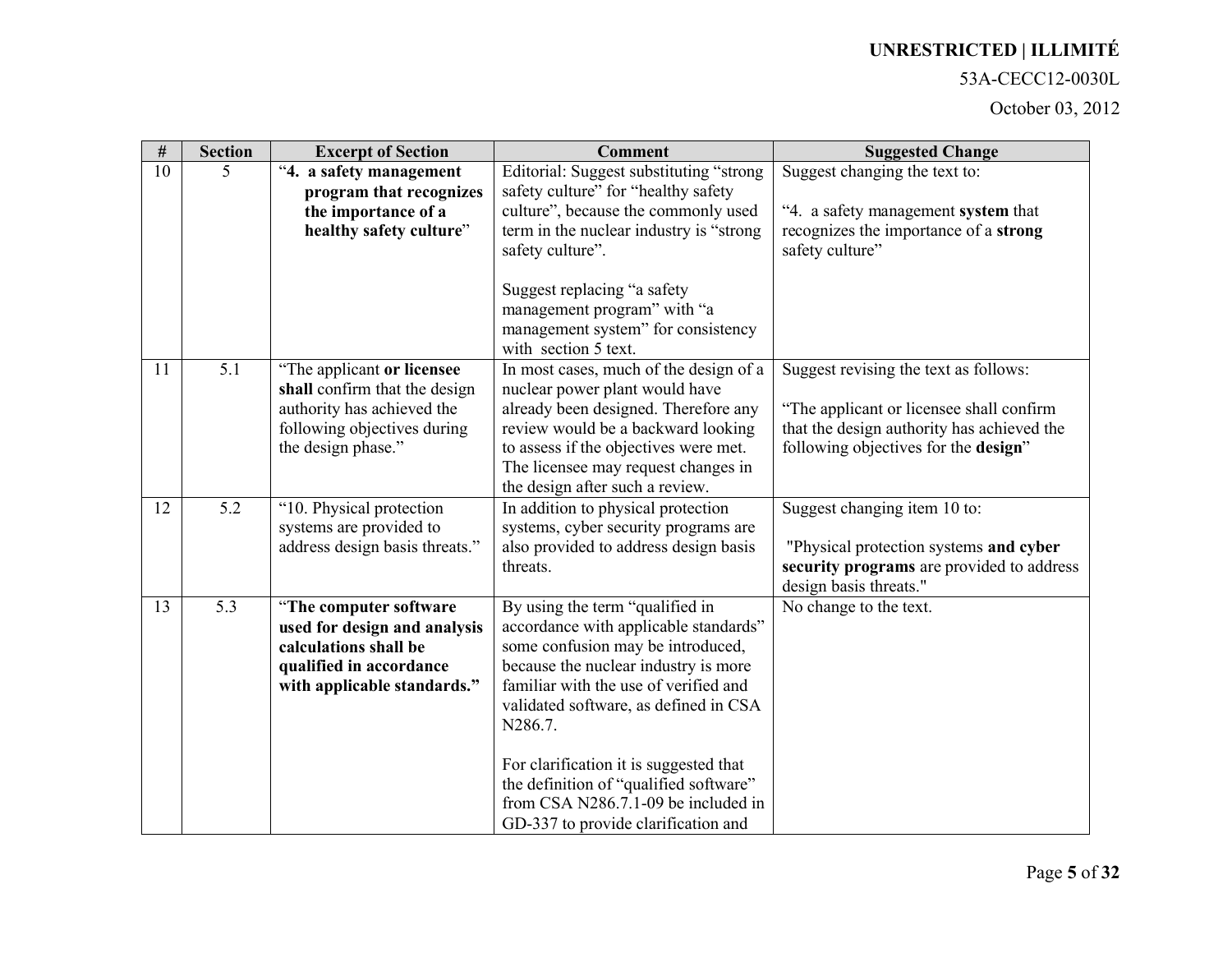| # | Section | Excerpt of Section | Comment | Suggested Change |
|---|---|---|---|---|
| 10 | 5 | "**4. a safety management program that recognizes the importance of a healthy safety culture**" | Editorial: Suggest substituting "strong safety culture" for "healthy safety culture", because the commonly used term in the nuclear industry is "strong safety culture".<br><br>Suggest replacing "a safety management program" with "a management system" for consistency with section 5 text. | Suggest changing the text to:<br><br>"4. a safety management **system** that recognizes the importance of a **strong** safety culture" |
| 11 | 5.1 | "The applicant **or licensee shall** confirm that the design authority has achieved the following objectives during the design phase." | In most cases, much of the design of a nuclear power plant would have already been designed. Therefore any review would be a backward looking to assess if the objectives were met. The licensee may request changes in the design after such a review. | Suggest revising the text as follows:<br><br>"The applicant or licensee shall confirm that the design authority has achieved the following objectives for the **design**" |
| 12 | 5.2 | "10. Physical protection systems are provided to address design basis threats." | In addition to physical protection systems, cyber security programs are also provided to address design basis threats. | Suggest changing item 10 to:<br><br>"Physical protection systems **and cyber security programs** are provided to address design basis threats." |
| 13 | 5.3 | "**The computer software used for design and analysis calculations shall be qualified in accordance with applicable standards.**" | By using the term "qualified in accordance with applicable standards" some confusion may be introduced, because the nuclear industry is more familiar with the use of verified and validated software, as defined in CSA N286.7.<br><br>For clarification it is suggested that the definition of "qualified software" from CSA N286.7.1-09 be included in GD-337 to provide clarification and | No change to the text. |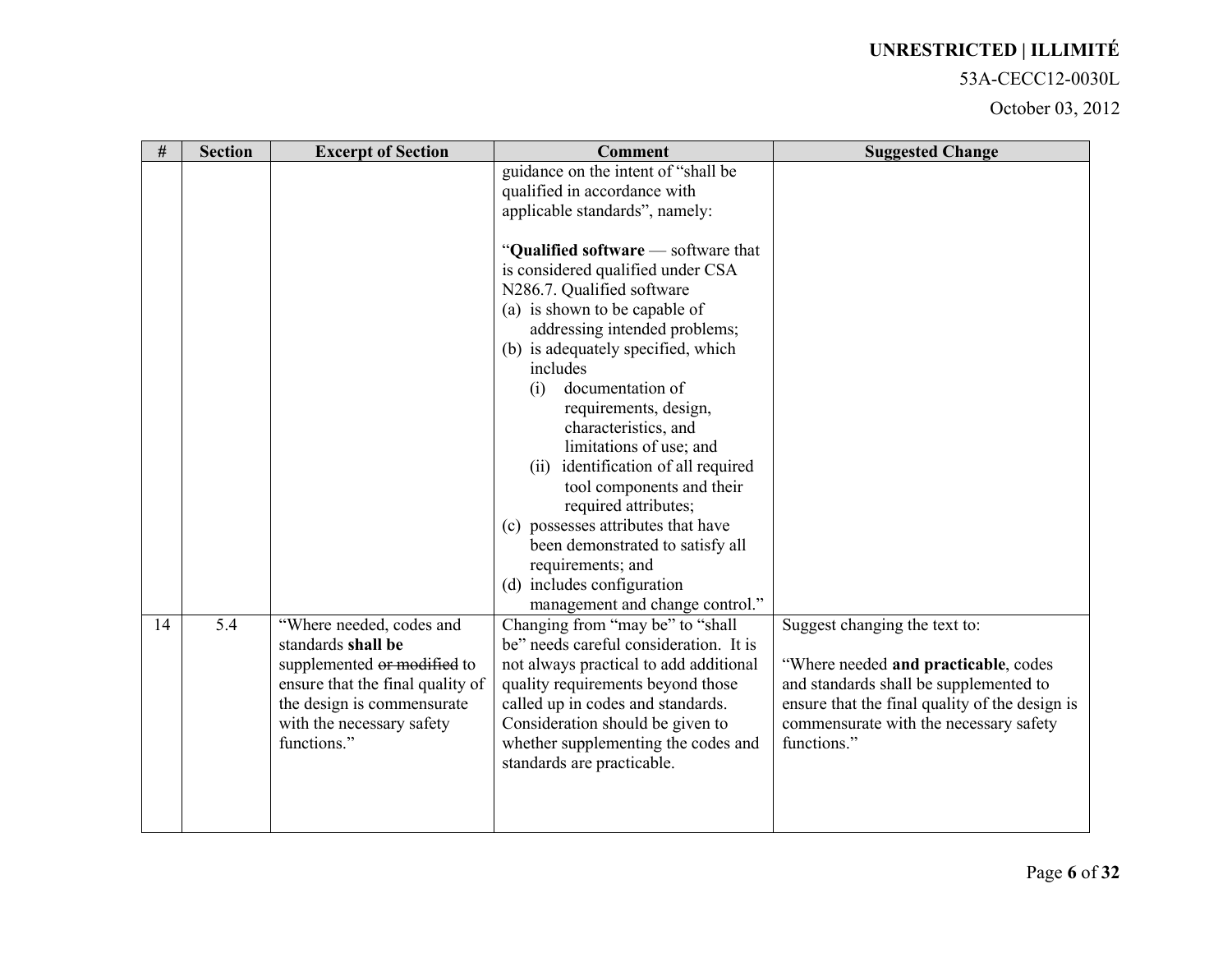| # | Section | Excerpt of Section | Comment | Suggested Change |
|---|---|---|---|---|
| | | | guidance on the intent of "shall be qualified in accordance with applicable standards", namely:<br><br>"**Qualified software** — software that is considered qualified under CSA N286.7. Qualified software<br>(a) is shown to be capable of addressing intended problems;<br>(b) is adequately specified, which includes<br>(i) documentation of requirements, design, characteristics, and limitations of use; and<br>(ii) identification of all required tool components and their required attributes;<br>(c) possesses attributes that have been demonstrated to satisfy all requirements; and<br>(d) includes configuration management and change control." | |
| 14 | 5.4 | "Where needed, codes and standards **shall be** supplemented ~~or modified~~ to ensure that the final quality of the design is commensurate with the necessary safety functions." | Changing from "may be" to "shall be" needs careful consideration. It is not always practical to add additional quality requirements beyond those called up in codes and standards. Consideration should be given to whether supplementing the codes and standards are practicable. | Suggest changing the text to:<br><br>"Where needed **and practicable**, codes and standards shall be supplemented to ensure that the final quality of the design is commensurate with the necessary safety functions." |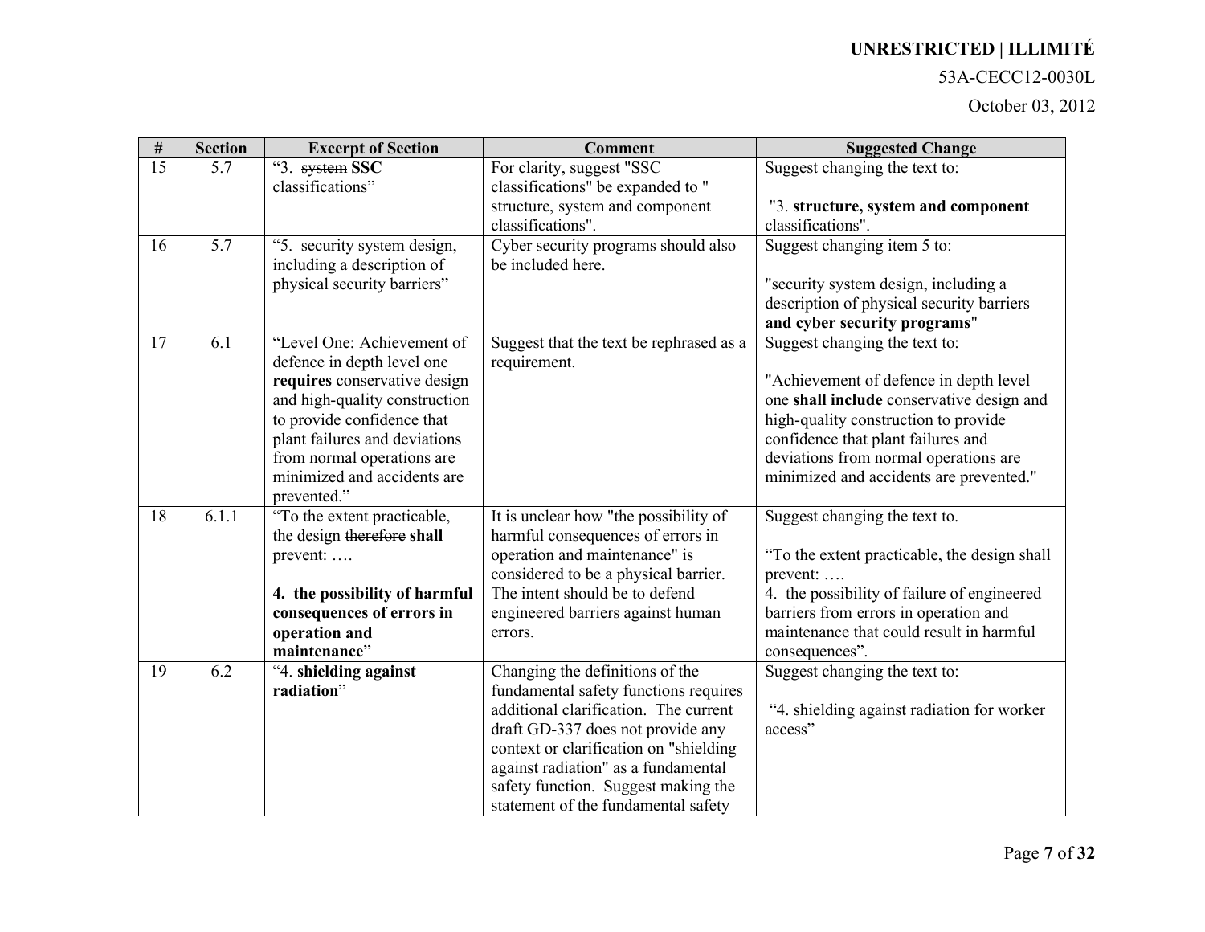| # | Section | Excerpt of Section | Comment | Suggested Change |
|---|---|---|---|---|
| 15 | 5.7 | "3. ~~system~~ **SSC** classifications" | For clarity, suggest "SSC classifications" be expanded to " structure, system and component classifications". | Suggest changing the text to: <br><br> "3. **structure, system and component** classifications". |
| 16 | 5.7 | "5. security system design, including a description of physical security barriers" | Cyber security programs should also be included here. | Suggest changing item 5 to: <br><br> "security system design, including a description of physical security barriers **and cyber security programs**" |
| 17 | 6.1 | "Level One: Achievement of defence in depth level one **requires** conservative design and high-quality construction to provide confidence that plant failures and deviations from normal operations are minimized and accidents are prevented." | Suggest that the text be rephrased as a requirement. | Suggest changing the text to: <br><br> "Achievement of defence in depth level one **shall include** conservative design and high-quality construction to provide confidence that plant failures and deviations from normal operations are minimized and accidents are prevented." |
| 18 | 6.1.1 | "To the extent practicable, the design ~~therefore~~ **shall** prevent: …. <br><br> **4. the possibility of harmful consequences of errors in operation and maintenance**" | It is unclear how "the possibility of harmful consequences of errors in operation and maintenance" is considered to be a physical barrier. The intent should be to defend engineered barriers against human errors. | Suggest changing the text to. <br><br> "To the extent practicable, the design shall prevent: …. <br> 4. the possibility of failure of engineered barriers from errors in operation and maintenance that could result in harmful consequences". |
| 19 | 6.2 | "4. **shielding against radiation**" | Changing the definitions of the fundamental safety functions requires additional clarification. The current draft GD-337 does not provide any context or clarification on "shielding against radiation" as a fundamental safety function. Suggest making the statement of the fundamental safety | Suggest changing the text to: <br><br> "4. shielding against radiation for worker access" |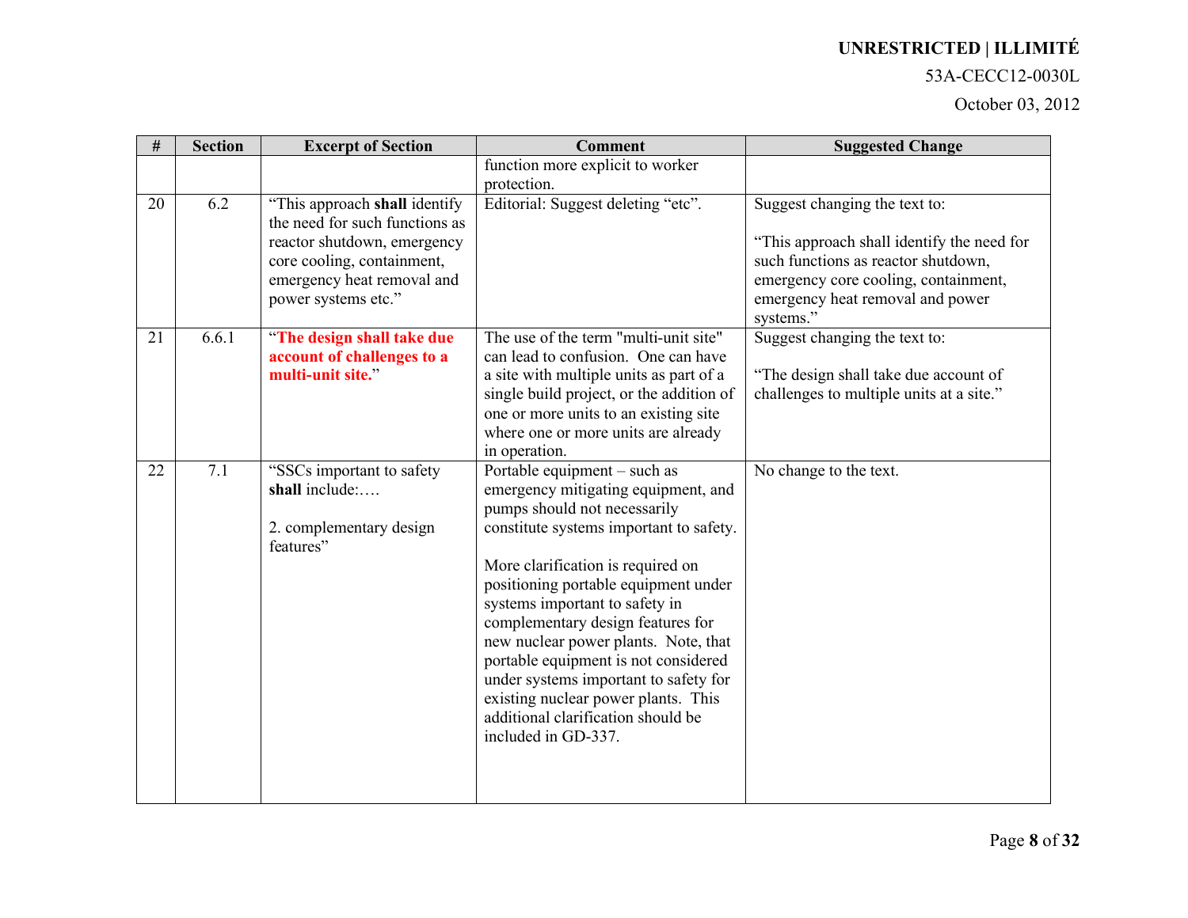| # | Section | Excerpt of Section | Comment | Suggested Change |
|---|---|---|---|---|
| | | | function more explicit to worker protection. | |
| 20 | 6.2 | "This approach **shall** identify the need for such functions as reactor shutdown, emergency core cooling, containment, emergency heat removal and power systems etc." | Editorial: Suggest deleting "etc". | Suggest changing the text to:<br><br>"This approach shall identify the need for such functions as reactor shutdown, emergency core cooling, containment, emergency heat removal and power systems." |
| 21 | 6.6.1 | "**The design shall take due account of challenges to a multi-unit site.**" | The use of the term "multi-unit site" can lead to confusion. One can have a site with multiple units as part of a single build project, or the addition of one or more units to an existing site where one or more units are already in operation. | Suggest changing the text to:<br><br>"The design shall take due account of challenges to multiple units at a site." |
| 22 | 7.1 | "SSCs important to safety **shall** include:….<br><br>2. complementary design features" | Portable equipment – such as emergency mitigating equipment, and pumps should not necessarily constitute systems important to safety.<br><br>More clarification is required on positioning portable equipment under systems important to safety in complementary design features for new nuclear power plants. Note, that portable equipment is not considered under systems important to safety for existing nuclear power plants. This additional clarification should be included in GD-337. | No change to the text. |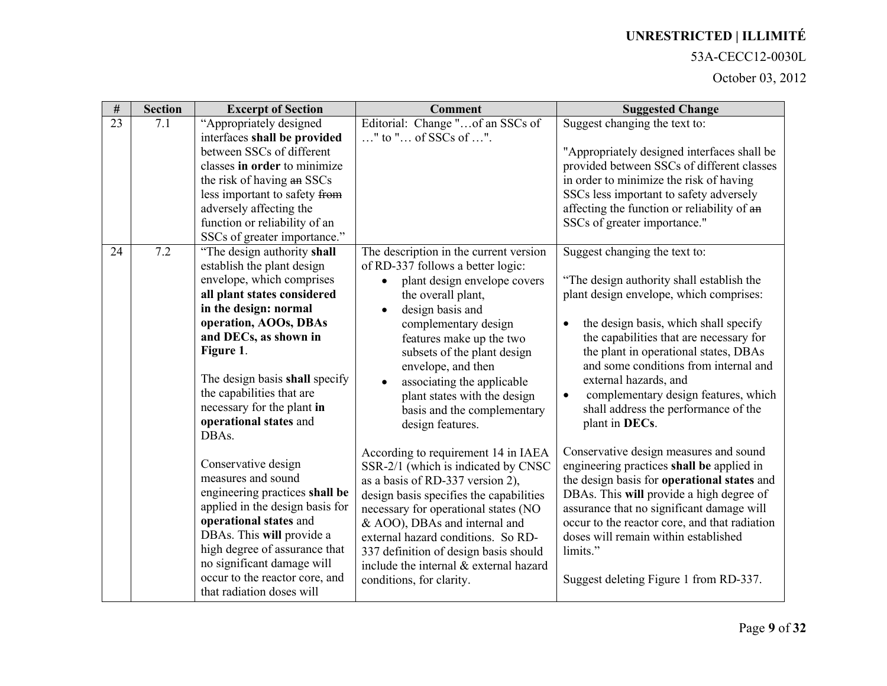| # | Section | Excerpt of Section | Comment | Suggested Change |
|---|---|---|---|---|
| 23 | 7.1 | "Appropriately designed interfaces **shall be provided** between SSCs of different classes **in order** to minimize the risk of having ~~an~~ SSCs less important to safety ~~from~~ adversely affecting the function or reliability of an SSCs of greater importance." | Editorial: Change "…of an SSCs of …" to "… of SSCs of …". | Suggest changing the text to:<br><br>"Appropriately designed interfaces shall be provided between SSCs of different classes in order to minimize the risk of having SSCs less important to safety adversely affecting the function or reliability of ~~an~~ SSCs of greater importance." |
| 24 | 7.2 | "The design authority **shall** establish the plant design envelope, which comprises **all plant states considered in the design: normal operation, AOOs, DBAs and DECs, as shown in Figure 1**.<br><br>The design basis **shall** specify the capabilities that are necessary for the plant **in operational states** and DBAs.<br><br>Conservative design measures and sound engineering practices **shall be** applied in the design basis for **operational states** and DBAs. This **will** provide a high degree of assurance that no significant damage will occur to the reactor core, and that radiation doses will | The description in the current version of RD-337 follows a better logic:<br>• plant design envelope covers the overall plant,<br>• design basis and complementary design features make up the two subsets of the plant design envelope, and then<br>• associating the applicable plant states with the design basis and the complementary design features.<br><br>According to requirement 14 in IAEA SSR-2/1 (which is indicated by CNSC as a basis of RD-337 version 2), design basis specifies the capabilities necessary for operational states (NO & AOO), DBAs and internal and external hazard conditions. So RD-337 definition of design basis should include the internal & external hazard conditions, for clarity. | Suggest changing the text to:<br><br>"The design authority shall establish the plant design envelope, which comprises:<br><br>• the design basis, which shall specify the capabilities that are necessary for the plant in operational states, DBAs and some conditions from internal and external hazards, and<br>• complementary design features, which shall address the performance of the plant in **DECs**.<br><br>Conservative design measures and sound engineering practices **shall be** applied in the design basis for **operational states** and DBAs. This **will** provide a high degree of assurance that no significant damage will occur to the reactor core, and that radiation doses will remain within established limits."<br><br>Suggest deleting Figure 1 from RD-337. |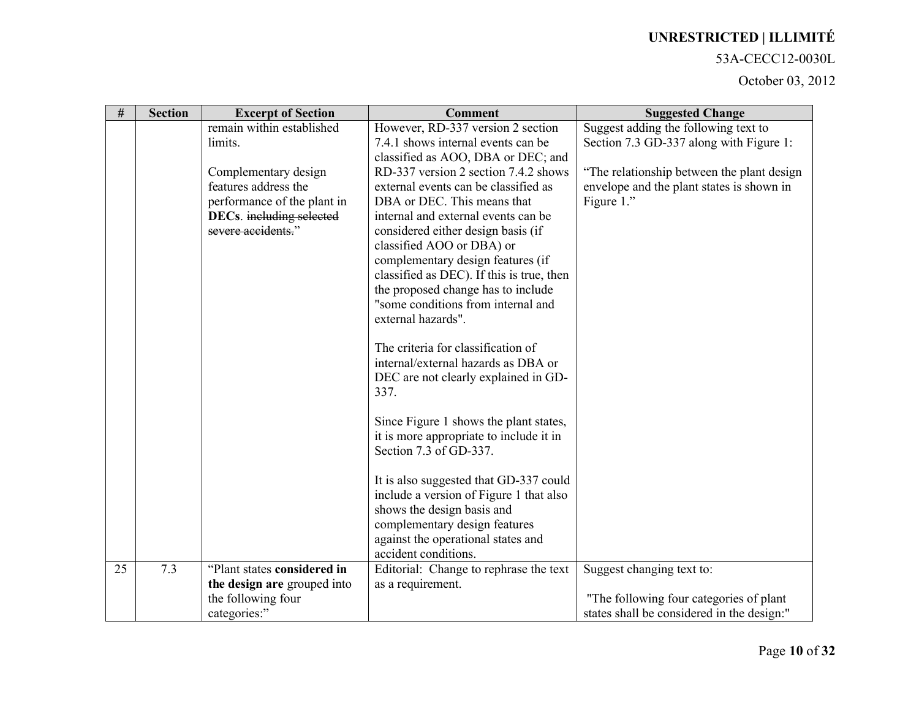| # | Section | Excerpt of Section | Comment | Suggested Change |
|---|---|---|---|---|
| | | remain within established limits.<br><br>Complementary design features address the performance of the plant in **DECs**. ~~including selected severe accidents.~~" | However, RD-337 version 2 section 7.4.1 shows internal events can be classified as AOO, DBA or DEC; and RD-337 version 2 section 7.4.2 shows external events can be classified as DBA or DEC. This means that internal and external events can be considered either design basis (if classified AOO or DBA) or complementary design features (if classified as DEC). If this is true, then the proposed change has to include "some conditions from internal and external hazards".<br><br>The criteria for classification of internal/external hazards as DBA or DEC are not clearly explained in GD-337.<br><br>Since Figure 1 shows the plant states, it is more appropriate to include it in Section 7.3 of GD-337.<br><br>It is also suggested that GD-337 could include a version of Figure 1 that also shows the design basis and complementary design features against the operational states and accident conditions. | Suggest adding the following text to Section 7.3 GD-337 along with Figure 1:<br><br>"The relationship between the plant design envelope and the plant states is shown in Figure 1." |
| 25 | 7.3 | "Plant states **considered in the design are** grouped into the following four categories:" | Editorial: Change to rephrase the text as a requirement. | Suggest changing text to:<br><br>"The following four categories of plant states shall be considered in the design:" |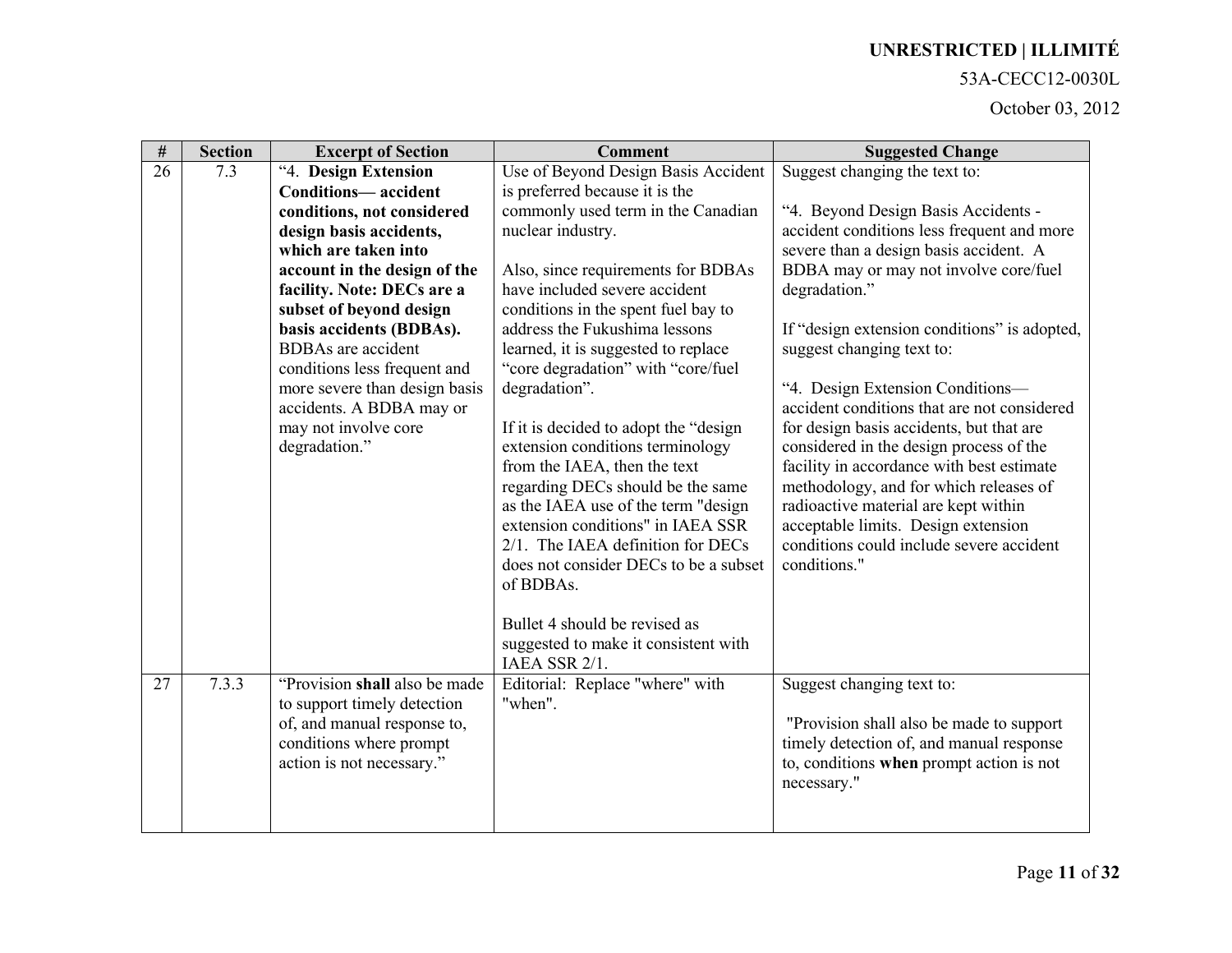| # | Section | Excerpt of Section | Comment | Suggested Change |
|---|---|---|---|---|
| 26 | 7.3 | "4. **Design Extension Conditions— accident conditions, not considered design basis accidents, which are taken into account in the design of the facility. Note: DECs are a subset of beyond design basis accidents (BDBAs).** BDBAs are accident conditions less frequent and more severe than design basis accidents. A BDBA may or may not involve core degradation." | Use of Beyond Design Basis Accident is preferred because it is the commonly used term in the Canadian nuclear industry.<br><br>Also, since requirements for BDBAs have included severe accident conditions in the spent fuel bay to address the Fukushima lessons learned, it is suggested to replace "core degradation" with "core/fuel degradation".<br><br>If it is decided to adopt the "design extension conditions terminology from the IAEA, then the text regarding DECs should be the same as the IAEA use of the term "design extension conditions" in IAEA SSR 2/1. The IAEA definition for DECs does not consider DECs to be a subset of BDBAs.<br><br>Bullet 4 should be revised as suggested to make it consistent with IAEA SSR 2/1. | Suggest changing the text to:<br><br>"4. Beyond Design Basis Accidents - accident conditions less frequent and more severe than a design basis accident. A BDBA may or may not involve core/fuel degradation."<br><br>If "design extension conditions" is adopted, suggest changing text to:<br><br>"4. Design Extension Conditions— accident conditions that are not considered for design basis accidents, but that are considered in the design process of the facility in accordance with best estimate methodology, and for which releases of radioactive material are kept within acceptable limits. Design extension conditions could include severe accident conditions." |
| 27 | 7.3.3 | "Provision **shall** also be made to support timely detection of, and manual response to, conditions where prompt action is not necessary." | Editorial: Replace "where" with "when". | Suggest changing text to:<br><br>"Provision shall also be made to support timely detection of, and manual response to, conditions **when** prompt action is not necessary." |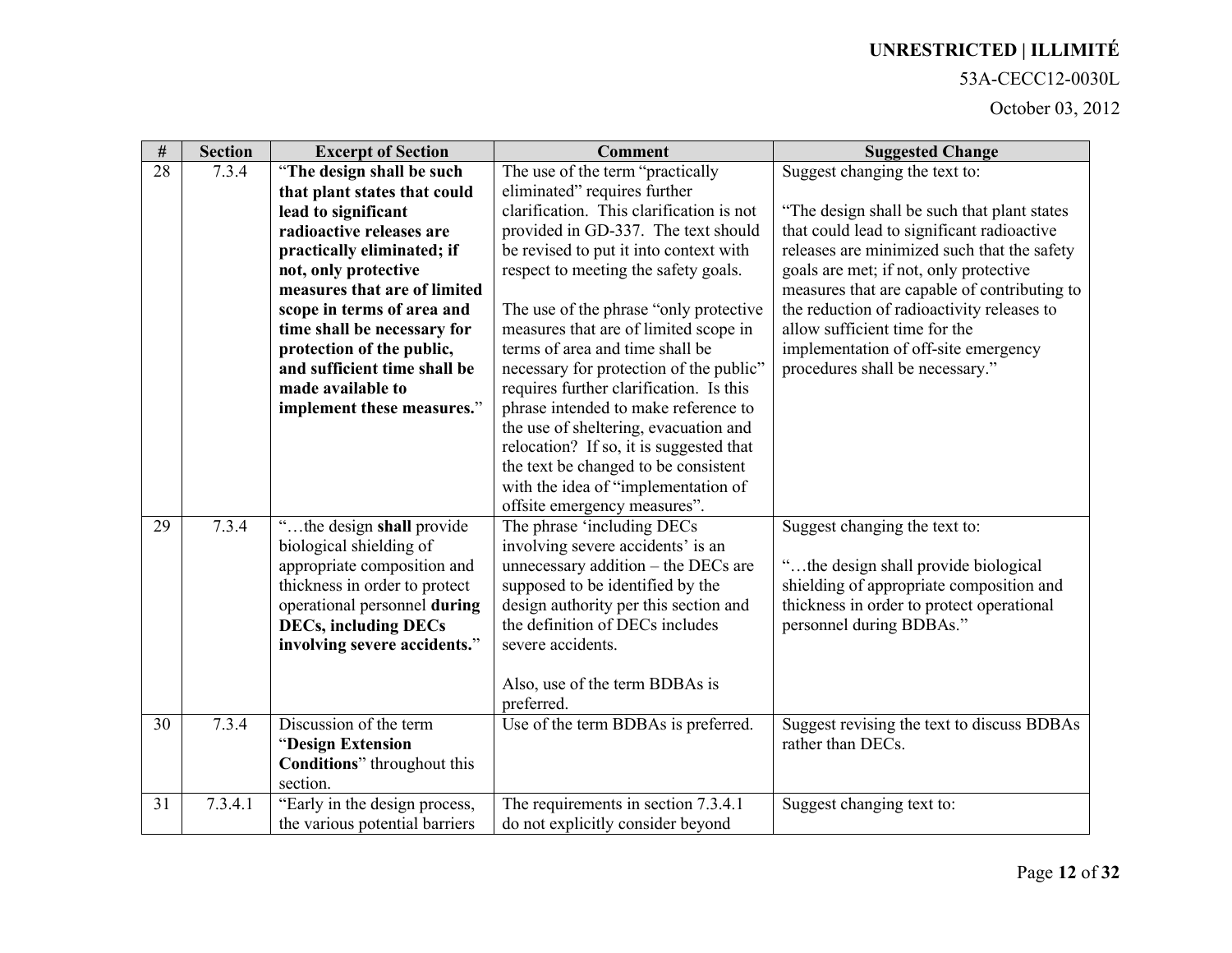| # | Section | Excerpt of Section | Comment | Suggested Change |
|---|---|---|---|---|
| 28 | 7.3.4 | "**The design shall be such that plant states that could lead to significant radioactive releases are practically eliminated; if not, only protective measures that are of limited scope in terms of area and time shall be necessary for protection of the public, and sufficient time shall be made available to implement these measures.**" | The use of the term "practically eliminated" requires further clarification. This clarification is not provided in GD-337. The text should be revised to put it into context with respect to meeting the safety goals.<br><br>The use of the phrase "only protective measures that are of limited scope in terms of area and time shall be necessary for protection of the public" requires further clarification. Is this phrase intended to make reference to the use of sheltering, evacuation and relocation? If so, it is suggested that the text be changed to be consistent with the idea of "implementation of offsite emergency measures". | Suggest changing the text to:<br><br>"The design shall be such that plant states that could lead to significant radioactive releases are minimized such that the safety goals are met; if not, only protective measures that are capable of contributing to the reduction of radioactivity releases to allow sufficient time for the implementation of off-site emergency procedures shall be necessary." |
| 29 | 7.3.4 | "…the design **shall** provide biological shielding of appropriate composition and thickness in order to protect operational personnel **during DECs, including DECs involving severe accidents.**" | The phrase 'including DECs involving severe accidents' is an unnecessary addition – the DECs are supposed to be identified by the design authority per this section and the definition of DECs includes severe accidents.<br><br>Also, use of the term BDBAs is preferred. | Suggest changing the text to:<br><br>"…the design shall provide biological shielding of appropriate composition and thickness in order to protect operational personnel during BDBAs." |
| 30 | 7.3.4 | Discussion of the term "**Design Extension Conditions**" throughout this section. | Use of the term BDBAs is preferred. | Suggest revising the text to discuss BDBAs rather than DECs. |
| 31 | 7.3.4.1 | "Early in the design process, the various potential barriers | The requirements in section 7.3.4.1 do not explicitly consider beyond | Suggest changing text to: |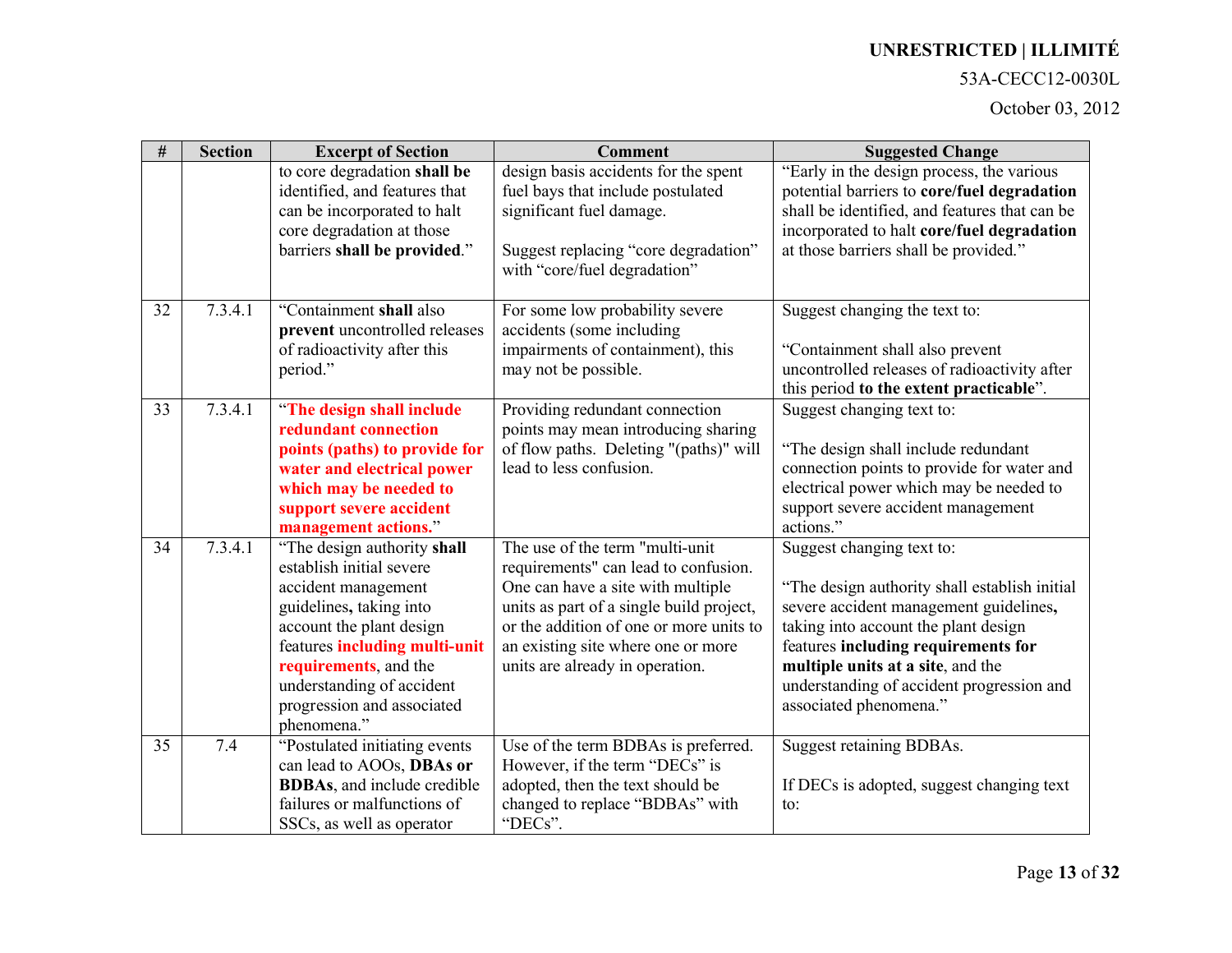| # | Section | Excerpt of Section | Comment | Suggested Change |
|---|---|---|---|---|
| | | to core degradation **shall be** identified, and features that can be incorporated to halt core degradation at those barriers **shall be provided**." | design basis accidents for the spent fuel bays that include postulated significant fuel damage.<br><br>Suggest replacing "core degradation" with "core/fuel degradation" | "Early in the design process, the various potential barriers to **core/fuel degradation** shall be identified, and features that can be incorporated to halt **core/fuel degradation** at those barriers shall be provided." |
| 32 | 7.3.4.1 | "Containment **shall** also **prevent** uncontrolled releases of radioactivity after this period." | For some low probability severe accidents (some including impairments of containment), this may not be possible. | Suggest changing the text to:<br><br>"Containment shall also prevent uncontrolled releases of radioactivity after this period **to the extent practicable**". |
| 33 | 7.3.4.1 | "**The design shall include redundant connection points (paths) to provide for water and electrical power which may be needed to support severe accident management actions.**" | Providing redundant connection points may mean introducing sharing of flow paths. Deleting "(paths)" will lead to less confusion. | Suggest changing text to:<br><br>"The design shall include redundant connection points to provide for water and electrical power which may be needed to support severe accident management actions." |
| 34 | 7.3.4.1 | "The design authority **shall** establish initial severe accident management guidelines**,** taking into account the plant design features **including multi-unit requirements**, and the understanding of accident progression and associated phenomena." | The use of the term "multi-unit requirements" can lead to confusion. One can have a site with multiple units as part of a single build project, or the addition of one or more units to an existing site where one or more units are already in operation. | Suggest changing text to:<br><br>"The design authority shall establish initial severe accident management guidelines**,** taking into account the plant design features **including requirements for multiple units at a site**, and the understanding of accident progression and associated phenomena." |
| 35 | 7.4 | "Postulated initiating events can lead to AOOs, **DBAs or BDBAs**, and include credible failures or malfunctions of SSCs, as well as operator | Use of the term BDBAs is preferred. However, if the term "DECs" is adopted, then the text should be changed to replace "BDBAs" with "DECs". | Suggest retaining BDBAs.<br><br>If DECs is adopted, suggest changing text to: |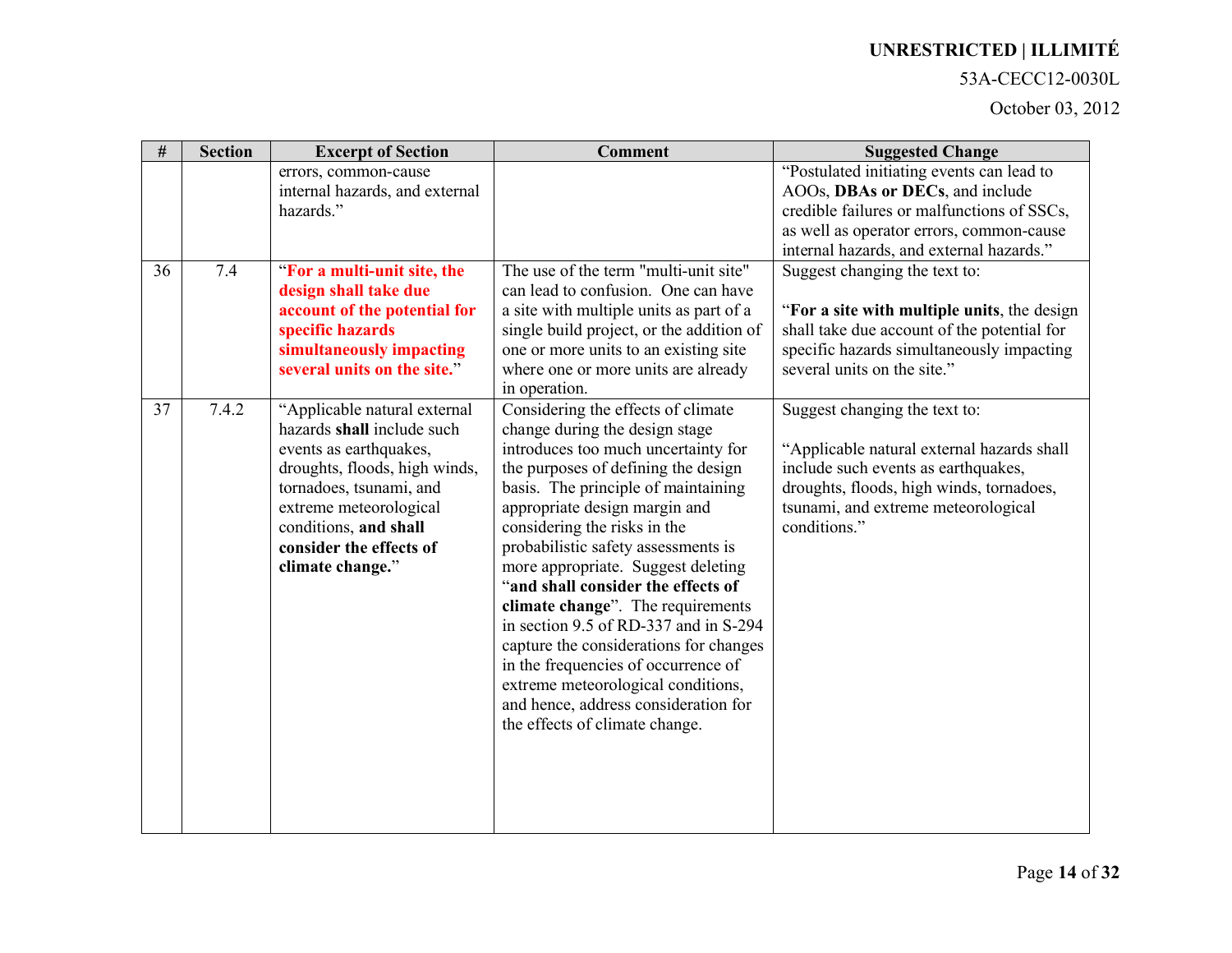| # | Section | Excerpt of Section | Comment | Suggested Change |
|---|---|---|---|---|
| | | errors, common-cause internal hazards, and external hazards." | | "Postulated initiating events can lead to AOOs, **DBAs or DECs**, and include credible failures or malfunctions of SSCs, as well as operator errors, common-cause internal hazards, and external hazards." |
| 36 | 7.4 | "**For a multi-unit site, the design shall take due account of the potential for specific hazards simultaneously impacting several units on the site.**" | The use of the term "multi-unit site" can lead to confusion. One can have a site with multiple units as part of a single build project, or the addition of one or more units to an existing site where one or more units are already in operation. | Suggest changing the text to: <br><br> "**For a site with multiple units**, the design shall take due account of the potential for specific hazards simultaneously impacting several units on the site." |
| 37 | 7.4.2 | "Applicable natural external hazards **shall** include such events as earthquakes, droughts, floods, high winds, tornadoes, tsunami, and extreme meteorological conditions, **and shall consider the effects of climate change.**" | Considering the effects of climate change during the design stage introduces too much uncertainty for the purposes of defining the design basis. The principle of maintaining appropriate design margin and considering the risks in the probabilistic safety assessments is more appropriate. Suggest deleting "**and shall consider the effects of climate change**". The requirements in section 9.5 of RD-337 and in S-294 capture the considerations for changes in the frequencies of occurrence of extreme meteorological conditions, and hence, address consideration for the effects of climate change. | Suggest changing the text to: <br><br> "Applicable natural external hazards shall include such events as earthquakes, droughts, floods, high winds, tornadoes, tsunami, and extreme meteorological conditions." |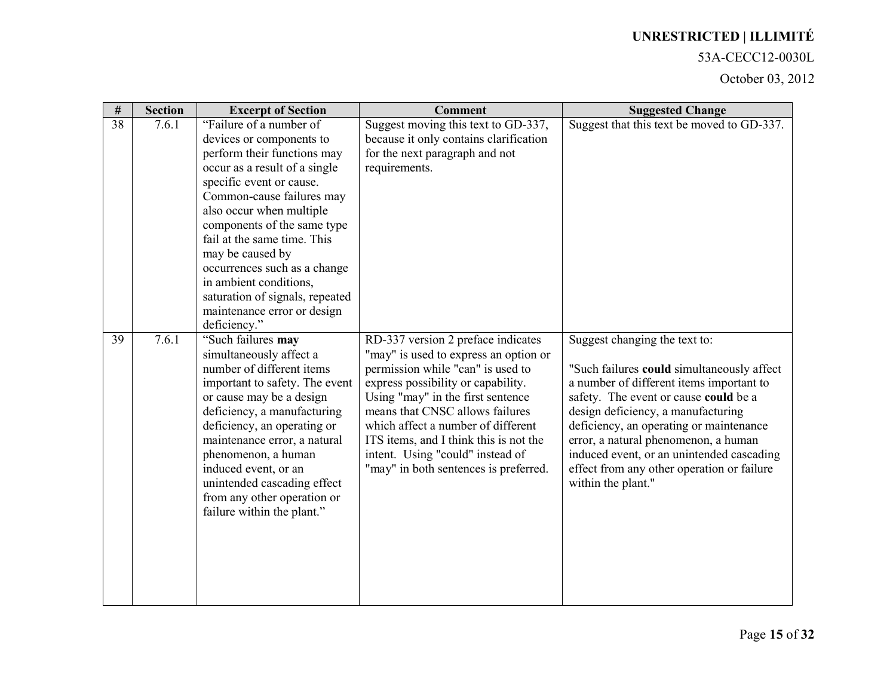| # | Section | Excerpt of Section | Comment | Suggested Change |
|---|---|---|---|---|
| 38 | 7.6.1 | "Failure of a number of devices or components to perform their functions may occur as a result of a single specific event or cause. Common-cause failures may also occur when multiple components of the same type fail at the same time. This may be caused by occurrences such as a change in ambient conditions, saturation of signals, repeated maintenance error or design deficiency." | Suggest moving this text to GD-337, because it only contains clarification for the next paragraph and not requirements. | Suggest that this text be moved to GD-337. |
| 39 | 7.6.1 | "Such failures **may** simultaneously affect a number of different items important to safety. The event or cause may be a design deficiency, a manufacturing deficiency, an operating or maintenance error, a natural phenomenon, a human induced event, or an unintended cascading effect from any other operation or failure within the plant." | RD-337 version 2 preface indicates "may" is used to express an option or permission while "can" is used to express possibility or capability. Using "may" in the first sentence means that CNSC allows failures which affect a number of different ITS items, and I think this is not the intent. Using "could" instead of "may" in both sentences is preferred. | Suggest changing the text to:<br><br>"Such failures **could** simultaneously affect a number of different items important to safety. The event or cause **could** be a design deficiency, a manufacturing deficiency, an operating or maintenance error, a natural phenomenon, a human induced event, or an unintended cascading effect from any other operation or failure within the plant." |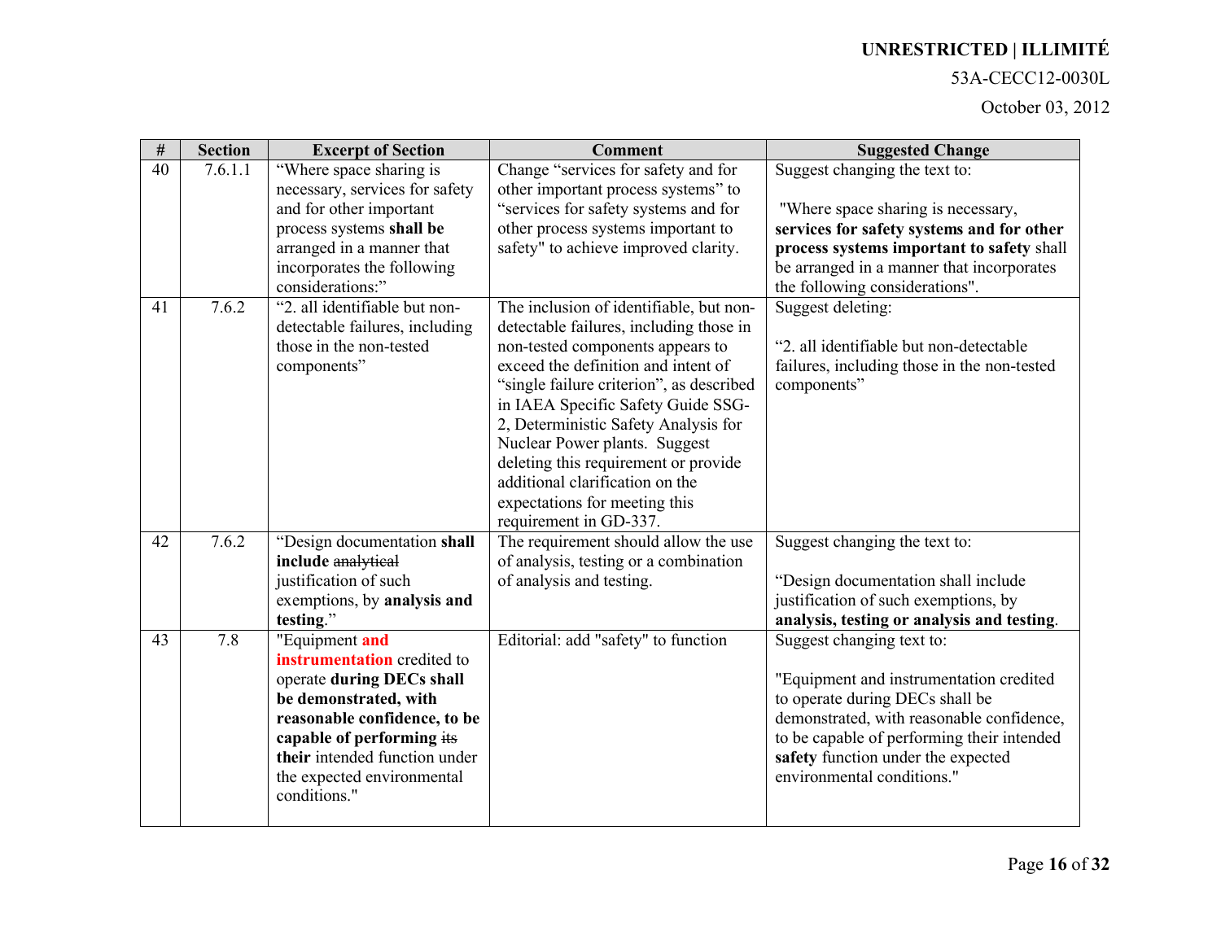| # | Section | Excerpt of Section | Comment | Suggested Change |
|---|---|---|---|---|
| 40 | 7.6.1.1 | "Where space sharing is necessary, services for safety and for other important process systems **shall be** arranged in a manner that incorporates the following considerations:" | Change "services for safety and for other important process systems" to "services for safety systems and for other process systems important to safety" to achieve improved clarity. | Suggest changing the text to:<br><br>"Where space sharing is necessary, **services for safety systems and for other process systems important to safety** shall be arranged in a manner that incorporates the following considerations". |
| 41 | 7.6.2 | "2. all identifiable but non-detectable failures, including those in the non-tested components" | The inclusion of identifiable, but non-detectable failures, including those in non-tested components appears to exceed the definition and intent of "single failure criterion", as described in IAEA Specific Safety Guide SSG-2, Deterministic Safety Analysis for Nuclear Power plants. Suggest deleting this requirement or provide additional clarification on the expectations for meeting this requirement in GD-337. | Suggest deleting:<br><br>"2. all identifiable but non-detectable failures, including those in the non-tested components" |
| 42 | 7.6.2 | "Design documentation **shall include** ~~analytical~~ justification of such exemptions, by **analysis and testing**." | The requirement should allow the use of analysis, testing or a combination of analysis and testing. | Suggest changing the text to:<br><br>"Design documentation shall include justification of such exemptions, by **analysis, testing or analysis and testing**. |
| 43 | 7.8 | "Equipment **and instrumentation** credited to operate **during DECs shall be demonstrated, with reasonable confidence, to be capable of performing** ~~its~~ **their** intended function under the expected environmental conditions." | Editorial: add "safety" to function | Suggest changing text to:<br><br>"Equipment and instrumentation credited to operate during DECs shall be demonstrated, with reasonable confidence, to be capable of performing their intended **safety** function under the expected environmental conditions." |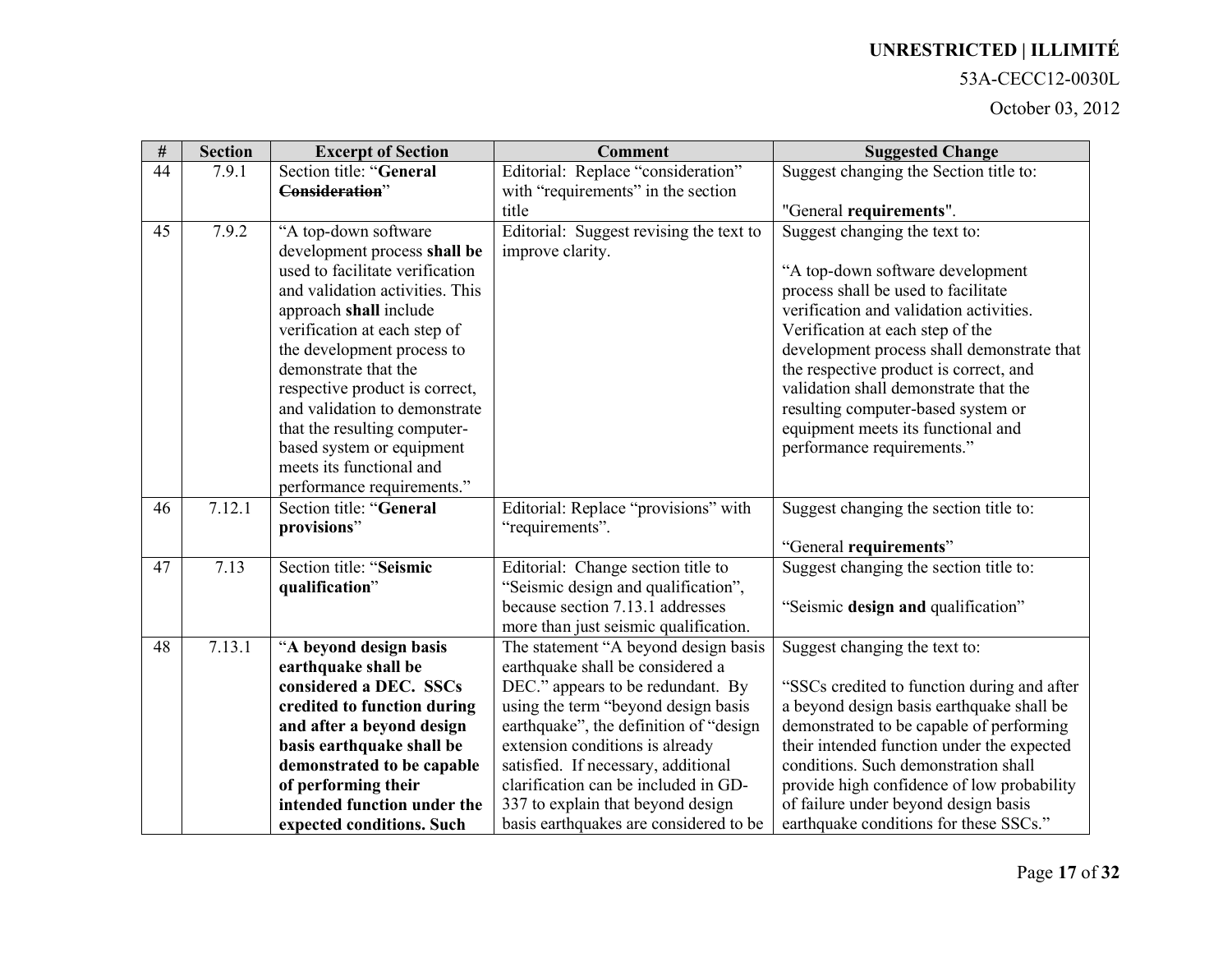| # | Section | Excerpt of Section | Comment | Suggested Change |
|---|---|---|---|---|
| 44 | 7.9.1 | Section title: "**General ~~Consideration~~**" | Editorial: Replace "consideration" with "requirements" in the section title | Suggest changing the Section title to:<br><br>"General **requirements**". |
| 45 | 7.9.2 | "A top-down software development process **shall be** used to facilitate verification and validation activities. This approach **shall** include verification at each step of the development process to demonstrate that the respective product is correct, and validation to demonstrate that the resulting computer-based system or equipment meets its functional and performance requirements." | Editorial: Suggest revising the text to improve clarity. | Suggest changing the text to:<br><br>"A top-down software development process shall be used to facilitate verification and validation activities. Verification at each step of the development process shall demonstrate that the respective product is correct, and validation shall demonstrate that the resulting computer-based system or equipment meets its functional and performance requirements." |
| 46 | 7.12.1 | Section title: "**General provisions**" | Editorial: Replace "provisions" with "requirements". | Suggest changing the section title to:<br><br>"General **requirements**" |
| 47 | 7.13 | Section title: "**Seismic qualification**" | Editorial: Change section title to "Seismic design and qualification", because section 7.13.1 addresses more than just seismic qualification. | Suggest changing the section title to:<br><br>"Seismic **design and** qualification" |
| 48 | 7.13.1 | "**A beyond design basis earthquake shall be considered a DEC. SSCs credited to function during and after a beyond design basis earthquake shall be demonstrated to be capable of performing their intended function under the expected conditions. Such** | The statement "A beyond design basis earthquake shall be considered a DEC." appears to be redundant. By using the term "beyond design basis earthquake", the definition of "design extension conditions is already satisfied. If necessary, additional clarification can be included in GD-337 to explain that beyond design basis earthquakes are considered to be | Suggest changing the text to:<br><br>"SSCs credited to function during and after a beyond design basis earthquake shall be demonstrated to be capable of performing their intended function under the expected conditions. Such demonstration shall provide high confidence of low probability of failure under beyond design basis earthquake conditions for these SSCs." |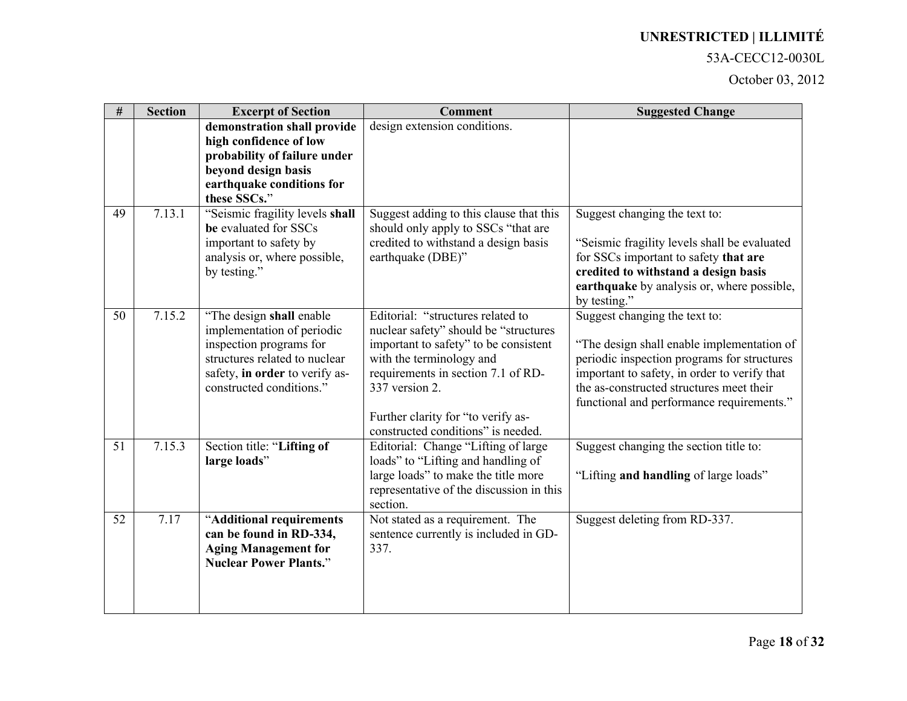| # | Section | Excerpt of Section | Comment | Suggested Change |
|---|---|---|---|---|
| | | **demonstration shall provide high confidence of low probability of failure under beyond design basis earthquake conditions for these SSCs.**" | design extension conditions. | |
| 49 | 7.13.1 | "Seismic fragility levels **shall be** evaluated for SSCs important to safety by analysis or, where possible, by testing." | Suggest adding to this clause that this should only apply to SSCs "that are credited to withstand a design basis earthquake (DBE)" | Suggest changing the text to:<br><br>"Seismic fragility levels shall be evaluated for SSCs important to safety **that are credited to withstand a design basis earthquake** by analysis or, where possible, by testing." |
| 50 | 7.15.2 | "The design **shall** enable implementation of periodic inspection programs for structures related to nuclear safety, **in order** to verify as-constructed conditions." | Editorial: "structures related to nuclear safety" should be "structures important to safety" to be consistent with the terminology and requirements in section 7.1 of RD-337 version 2.<br><br>Further clarity for "to verify as-constructed conditions" is needed. | Suggest changing the text to:<br><br>"The design shall enable implementation of periodic inspection programs for structures important to safety, in order to verify that the as-constructed structures meet their functional and performance requirements." |
| 51 | 7.15.3 | Section title: "**Lifting of large loads**" | Editorial: Change "Lifting of large loads" to "Lifting and handling of large loads" to make the title more representative of the discussion in this section. | Suggest changing the section title to:<br><br>"Lifting **and handling** of large loads" |
| 52 | 7.17 | "**Additional requirements can be found in RD-334, Aging Management for Nuclear Power Plants.**" | Not stated as a requirement. The sentence currently is included in GD-337. | Suggest deleting from RD-337. |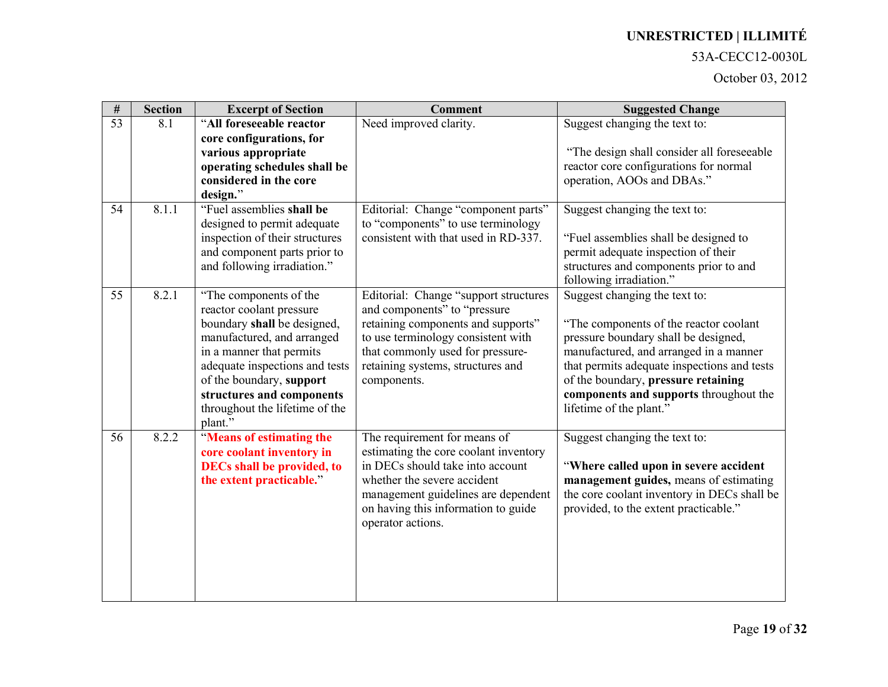| # | Section | Excerpt of Section | Comment | Suggested Change |
|---|---|---|---|---|
| 53 | 8.1 | "**All foreseeable reactor core configurations, for various appropriate operating schedules shall be considered in the core design.**" | Need improved clarity. | Suggest changing the text to:<br><br>"The design shall consider all foreseeable reactor core configurations for normal operation, AOOs and DBAs." |
| 54 | 8.1.1 | "Fuel assemblies **shall be** designed to permit adequate inspection of their structures and component parts prior to and following irradiation." | Editorial: Change "component parts" to "components" to use terminology consistent with that used in RD-337. | Suggest changing the text to:<br><br>"Fuel assemblies shall be designed to permit adequate inspection of their structures and components prior to and following irradiation." |
| 55 | 8.2.1 | "The components of the reactor coolant pressure boundary **shall** be designed, manufactured, and arranged in a manner that permits adequate inspections and tests of the boundary, **support structures and components** throughout the lifetime of the plant." | Editorial: Change "support structures and components" to "pressure retaining components and supports" to use terminology consistent with that commonly used for pressure-retaining systems, structures and components. | Suggest changing the text to:<br><br>"The components of the reactor coolant pressure boundary shall be designed, manufactured, and arranged in a manner that permits adequate inspections and tests of the boundary, **pressure retaining components and supports** throughout the lifetime of the plant." |
| 56 | 8.2.2 | "**Means of estimating the core coolant inventory in DECs shall be provided, to the extent practicable.**" | The requirement for means of estimating the core coolant inventory in DECs should take into account whether the severe accident management guidelines are dependent on having this information to guide operator actions. | Suggest changing the text to:<br><br>"**Where called upon in severe accident management guides,** means of estimating the core coolant inventory in DECs shall be provided, to the extent practicable." |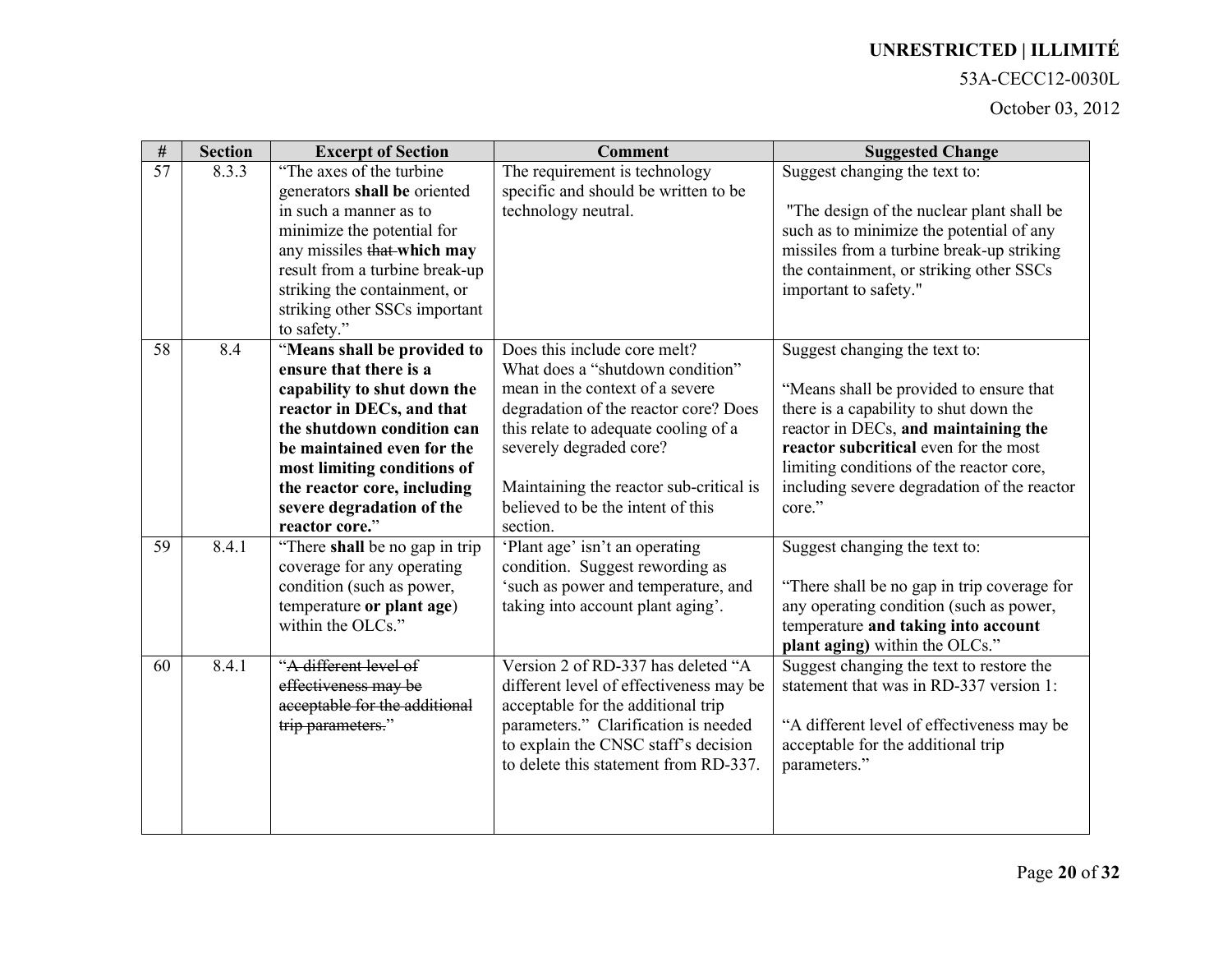| # | Section | Excerpt of Section | Comment | Suggested Change |
|---|---|---|---|---|
| 57 | 8.3.3 | "The axes of the turbine generators **shall be** oriented in such a manner as to minimize the potential for any missiles ~~that~~ **which may** result from a turbine break-up striking the containment, or striking other SSCs important to safety." | The requirement is technology specific and should be written to be technology neutral. | Suggest changing the text to: <br><br> "The design of the nuclear plant shall be such as to minimize the potential of any missiles from a turbine break-up striking the containment, or striking other SSCs important to safety." |
| 58 | 8.4 | "**Means shall be provided to ensure that there is a capability to shut down the reactor in DECs, and that the shutdown condition can be maintained even for the most limiting conditions of the reactor core, including severe degradation of the reactor core.**" | Does this include core melt? What does a "shutdown condition" mean in the context of a severe degradation of the reactor core? Does this relate to adequate cooling of a severely degraded core? <br><br> Maintaining the reactor sub-critical is believed to be the intent of this section. | Suggest changing the text to: <br><br> "Means shall be provided to ensure that there is a capability to shut down the reactor in DECs, **and maintaining the reactor subcritical** even for the most limiting conditions of the reactor core, including severe degradation of the reactor core." |
| 59 | 8.4.1 | "There **shall** be no gap in trip coverage for any operating condition (such as power, temperature **or plant age**) within the OLCs." | 'Plant age' isn't an operating condition. Suggest rewording as 'such as power and temperature, and taking into account plant aging'. | Suggest changing the text to: <br><br> "There shall be no gap in trip coverage for any operating condition (such as power, temperature **and taking into account plant aging)** within the OLCs." |
| 60 | 8.4.1 | "~~A different level of effectiveness may be acceptable for the additional trip parameters.~~" | Version 2 of RD-337 has deleted "A different level of effectiveness may be acceptable for the additional trip parameters." Clarification is needed to explain the CNSC staff's decision to delete this statement from RD-337. | Suggest changing the text to restore the statement that was in RD-337 version 1: <br><br> "A different level of effectiveness may be acceptable for the additional trip parameters." |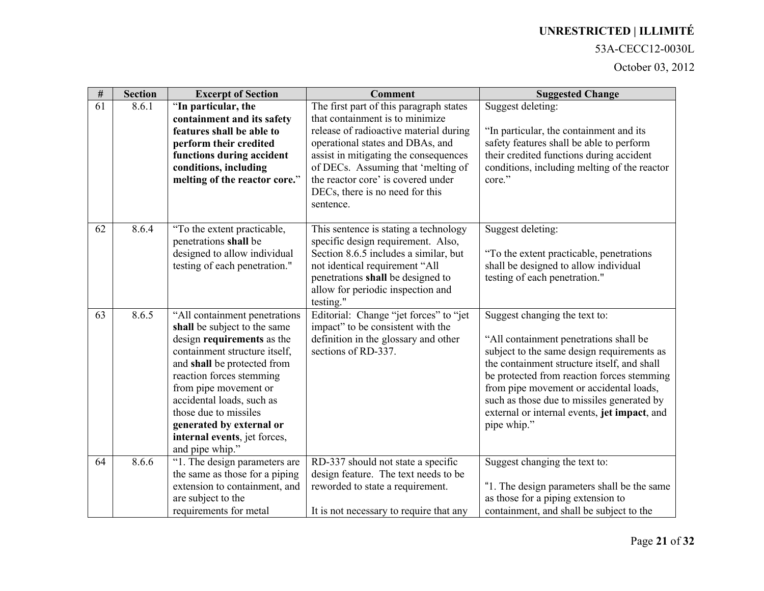| # | Section | Excerpt of Section | Comment | Suggested Change |
|---|---|---|---|---|
| 61 | 8.6.1 | "**In particular, the containment and its safety features shall be able to perform their credited functions during accident conditions, including melting of the reactor core.**" | The first part of this paragraph states that containment is to minimize release of radioactive material during operational states and DBAs, and assist in mitigating the consequences of DECs. Assuming that 'melting of the reactor core' is covered under DECs, there is no need for this sentence. | Suggest deleting:<br><br>"In particular, the containment and its safety features shall be able to perform their credited functions during accident conditions, including melting of the reactor core." |
| 62 | 8.6.4 | "To the extent practicable, penetrations **shall** be designed to allow individual testing of each penetration." | This sentence is stating a technology specific design requirement. Also, Section 8.6.5 includes a similar, but not identical requirement "All penetrations **shall** be designed to allow for periodic inspection and testing." | Suggest deleting:<br><br>"To the extent practicable, penetrations shall be designed to allow individual testing of each penetration." |
| 63 | 8.6.5 | "All containment penetrations **shall** be subject to the same design **requirements** as the containment structure itself, and **shall** be protected from reaction forces stemming from pipe movement or accidental loads, such as those due to missiles **generated by external or internal events**, jet forces, and pipe whip." | Editorial: Change "jet forces" to "jet impact" to be consistent with the definition in the glossary and other sections of RD-337. | Suggest changing the text to:<br><br>"All containment penetrations shall be subject to the same design requirements as the containment structure itself, and shall be protected from reaction forces stemming from pipe movement or accidental loads, such as those due to missiles generated by external or internal events, **jet impact**, and pipe whip." |
| 64 | 8.6.6 | "1. The design parameters are the same as those for a piping extension to containment, and are subject to the requirements for metal | RD-337 should not state a specific design feature. The text needs to be reworded to state a requirement.<br><br>It is not necessary to require that any | Suggest changing the text to:<br><br>"1. The design parameters shall be the same as those for a piping extension to containment, and shall be subject to the |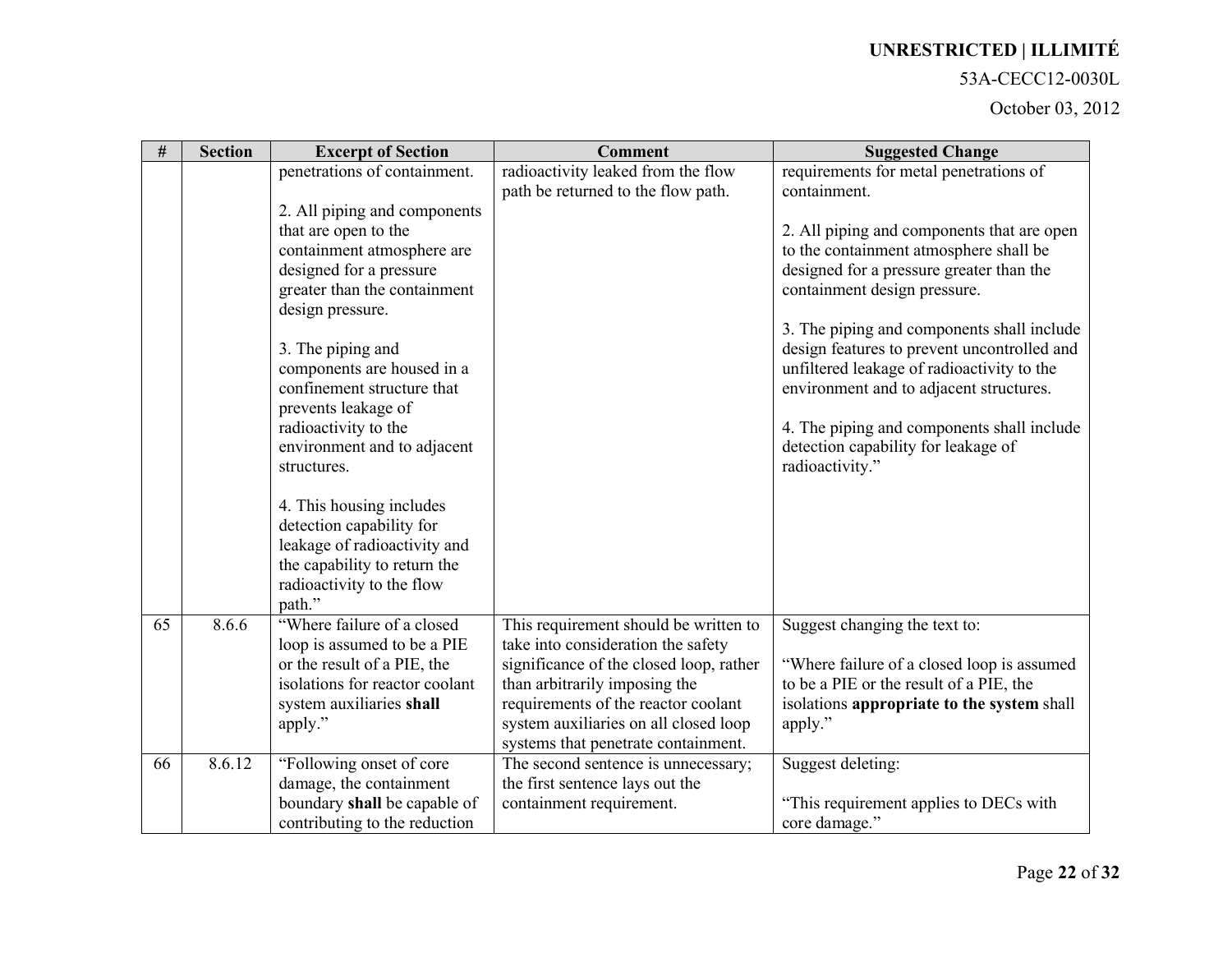| # | Section | Excerpt of Section | Comment | Suggested Change |
|---|---|---|---|---|
| | | penetrations of containment.<br><br>2. All piping and components that are open to the containment atmosphere are designed for a pressure greater than the containment design pressure.<br><br>3. The piping and components are housed in a confinement structure that prevents leakage of radioactivity to the environment and to adjacent structures.<br><br>4. This housing includes detection capability for leakage of radioactivity and the capability to return the radioactivity to the flow path." | radioactivity leaked from the flow path be returned to the flow path. | requirements for metal penetrations of containment.<br><br>2. All piping and components that are open to the containment atmosphere shall be designed for a pressure greater than the containment design pressure.<br><br>3. The piping and components shall include design features to prevent uncontrolled and unfiltered leakage of radioactivity to the environment and to adjacent structures.<br><br>4. The piping and components shall include detection capability for leakage of radioactivity." |
| 65 | 8.6.6 | "Where failure of a closed loop is assumed to be a PIE or the result of a PIE, the isolations for reactor coolant system auxiliaries **shall** apply." | This requirement should be written to take into consideration the safety significance of the closed loop, rather than arbitrarily imposing the requirements of the reactor coolant system auxiliaries on all closed loop systems that penetrate containment. | Suggest changing the text to:<br><br>"Where failure of a closed loop is assumed to be a PIE or the result of a PIE, the isolations **appropriate to the system** shall apply." |
| 66 | 8.6.12 | "Following onset of core damage, the containment boundary **shall** be capable of contributing to the reduction | The second sentence is unnecessary; the first sentence lays out the containment requirement. | Suggest deleting:<br><br>"This requirement applies to DECs with core damage." |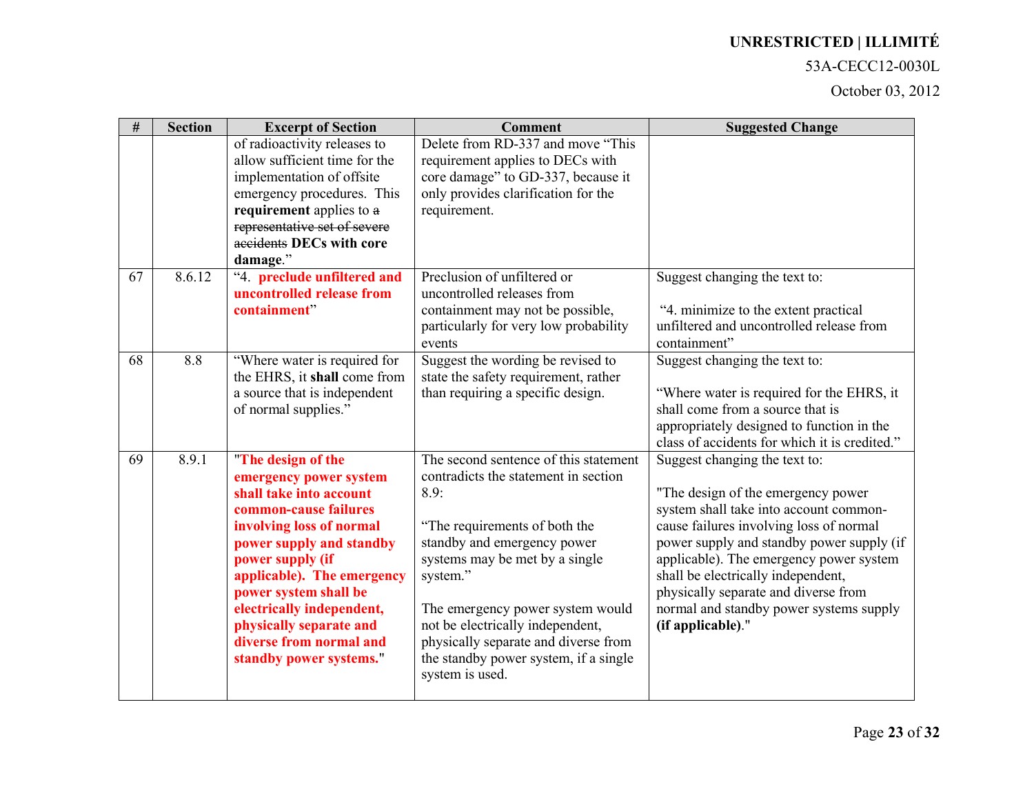| # | Section | Excerpt of Section | Comment | Suggested Change |
|---|---|---|---|---|
| | | of radioactivity releases to allow sufficient time for the implementation of offsite emergency procedures. This **requirement** applies to ~~a representative set of severe accidents~~ **DECs with core damage**." | Delete from RD-337 and move "This requirement applies to DECs with core damage" to GD-337, because it only provides clarification for the requirement. | |
| 67 | 8.6.12 | "4. **preclude unfiltered and uncontrolled release from containment**" | Preclusion of unfiltered or uncontrolled releases from containment may not be possible, particularly for very low probability events | Suggest changing the text to:<br><br>"4. minimize to the extent practical unfiltered and uncontrolled release from containment" |
| 68 | 8.8 | "Where water is required for the EHRS, it **shall** come from a source that is independent of normal supplies." | Suggest the wording be revised to state the safety requirement, rather than requiring a specific design. | Suggest changing the text to:<br><br>"Where water is required for the EHRS, it shall come from a source that is appropriately designed to function in the class of accidents for which it is credited." |
| 69 | 8.9.1 | "**The design of the emergency power system shall take into account common-cause failures involving loss of normal power supply and standby power supply (if applicable). The emergency power system shall be electrically independent, physically separate and diverse from normal and standby power systems.**" | The second sentence of this statement contradicts the statement in section 8.9:<br><br>"The requirements of both the standby and emergency power systems may be met by a single system."<br><br>The emergency power system would not be electrically independent, physically separate and diverse from the standby power system, if a single system is used. | Suggest changing the text to:<br><br>"The design of the emergency power system shall take into account common-cause failures involving loss of normal power supply and standby power supply (if applicable). The emergency power system shall be electrically independent, physically separate and diverse from normal and standby power systems supply **(if applicable)**." |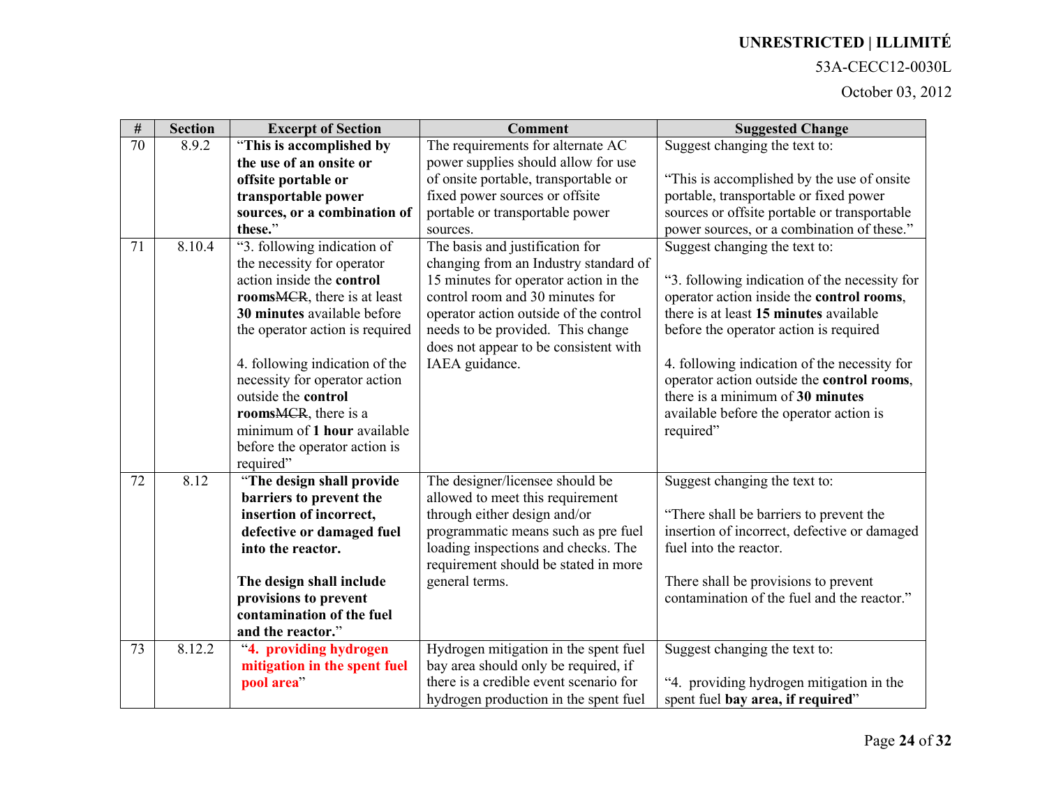| # | Section | Excerpt of Section | Comment | Suggested Change |
|---|---|---|---|---|
| 70 | 8.9.2 | "**This is accomplished by the use of an onsite or offsite portable or transportable power sources, or a combination of these.**" | The requirements for alternate AC power supplies should allow for use of onsite portable, transportable or fixed power sources or offsite portable or transportable power sources. | Suggest changing the text to:<br><br>"This is accomplished by the use of onsite portable, transportable or fixed power sources or offsite portable or transportable power sources, or a combination of these." |
| 71 | 8.10.4 | "3. following indication of the necessity for operator action inside the **control rooms**~~MCR~~, there is at least **30 minutes** available before the operator action is required<br><br>4. following indication of the necessity for operator action outside the **control rooms**~~MCR~~, there is a minimum of **1 hour** available before the operator action is required" | The basis and justification for changing from an Industry standard of 15 minutes for operator action in the control room and 30 minutes for operator action outside of the control needs to be provided. This change does not appear to be consistent with IAEA guidance. | Suggest changing the text to:<br><br>"3. following indication of the necessity for operator action inside the **control rooms**, there is at least **15 minutes** available before the operator action is required<br><br>4. following indication of the necessity for operator action outside the **control rooms**, there is a minimum of **30 minutes** available before the operator action is required" |
| 72 | 8.12 | "**The design shall provide barriers to prevent the insertion of incorrect, defective or damaged fuel into the reactor.**<br><br>**The design shall include provisions to prevent contamination of the fuel and the reactor.**" | The designer/licensee should be allowed to meet this requirement through either design and/or programmatic means such as pre fuel loading inspections and checks. The requirement should be stated in more general terms. | Suggest changing the text to:<br><br>"There shall be barriers to prevent the insertion of incorrect, defective or damaged fuel into the reactor.<br><br>There shall be provisions to prevent contamination of the fuel and the reactor." |
| 73 | 8.12.2 | "**4. providing hydrogen mitigation in the spent fuel pool area**" | Hydrogen mitigation in the spent fuel bay area should only be required, if there is a credible event scenario for hydrogen production in the spent fuel | Suggest changing the text to:<br><br>"4. providing hydrogen mitigation in the spent fuel **bay area, if required**" |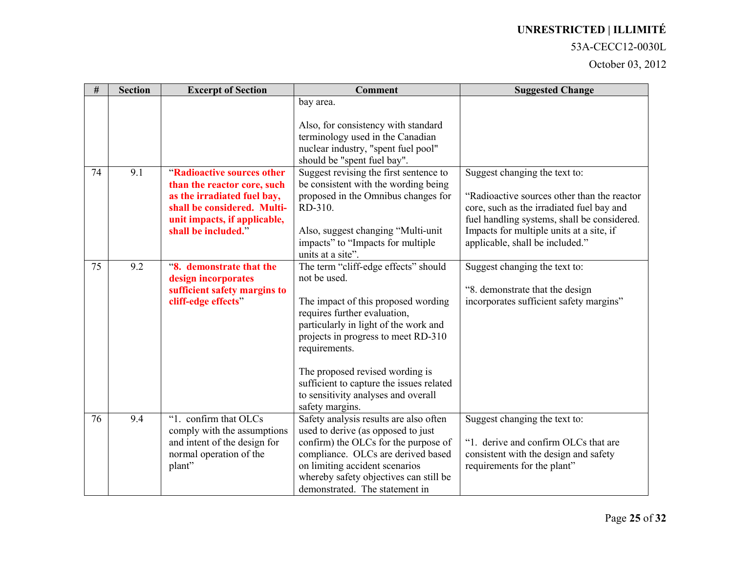| # | Section | Excerpt of Section | Comment | Suggested Change |
|---|---|---|---|---|
| | | | bay area.<br><br>Also, for consistency with standard terminology used in the Canadian nuclear industry, "spent fuel pool" should be "spent fuel bay". | |
| 74 | 9.1 | "**Radioactive sources other than the reactor core, such as the irradiated fuel bay, shall be considered. Multi-unit impacts, if applicable, shall be included.**" | Suggest revising the first sentence to be consistent with the wording being proposed in the Omnibus changes for RD-310.<br><br>Also, suggest changing "Multi-unit impacts" to "Impacts for multiple units at a site". | Suggest changing the text to:<br><br>"Radioactive sources other than the reactor core, such as the irradiated fuel bay and fuel handling systems, shall be considered. Impacts for multiple units at a site, if applicable, shall be included." |
| 75 | 9.2 | "**8. demonstrate that the design incorporates sufficient safety margins to cliff-edge effects**" | The term "cliff-edge effects" should not be used.<br><br>The impact of this proposed wording requires further evaluation, particularly in light of the work and projects in progress to meet RD-310 requirements.<br><br>The proposed revised wording is sufficient to capture the issues related to sensitivity analyses and overall safety margins. | Suggest changing the text to:<br><br>"8. demonstrate that the design incorporates sufficient safety margins" |
| 76 | 9.4 | "1. confirm that OLCs comply with the assumptions and intent of the design for normal operation of the plant" | Safety analysis results are also often used to derive (as opposed to just confirm) the OLCs for the purpose of compliance. OLCs are derived based on limiting accident scenarios whereby safety objectives can still be demonstrated. The statement in | Suggest changing the text to:<br><br>"1. derive and confirm OLCs that are consistent with the design and safety requirements for the plant" |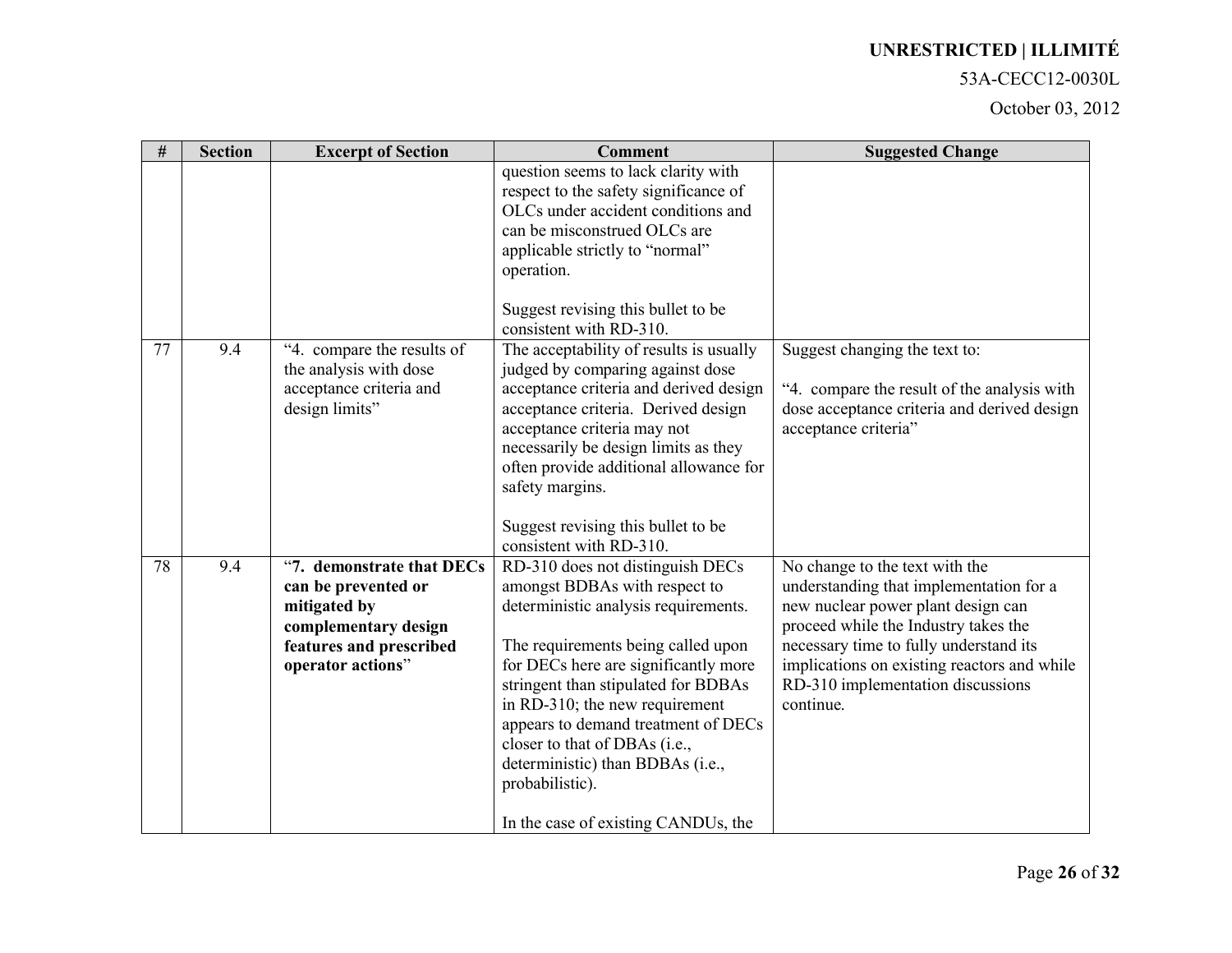| # | Section | Excerpt of Section | Comment | Suggested Change |
|---|---|---|---|---|
| | | | question seems to lack clarity with respect to the safety significance of OLCs under accident conditions and can be misconstrued OLCs are applicable strictly to "normal" operation.<br><br>Suggest revising this bullet to be consistent with RD-310. | |
| 77 | 9.4 | "4. compare the results of the analysis with dose acceptance criteria and design limits" | The acceptability of results is usually judged by comparing against dose acceptance criteria and derived design acceptance criteria. Derived design acceptance criteria may not necessarily be design limits as they often provide additional allowance for safety margins.<br><br>Suggest revising this bullet to be consistent with RD-310. | Suggest changing the text to:<br><br>"4. compare the result of the analysis with dose acceptance criteria and derived design acceptance criteria" |
| 78 | 9.4 | "**7. demonstrate that DECs can be prevented or mitigated by complementary design features and prescribed operator actions**" | RD-310 does not distinguish DECs amongst BDBAs with respect to deterministic analysis requirements.<br><br>The requirements being called upon for DECs here are significantly more stringent than stipulated for BDBAs in RD-310; the new requirement appears to demand treatment of DECs closer to that of DBAs (i.e., deterministic) than BDBAs (i.e., probabilistic).<br><br>In the case of existing CANDUs, the | No change to the text with the understanding that implementation for a new nuclear power plant design can proceed while the Industry takes the necessary time to fully understand its implications on existing reactors and while RD-310 implementation discussions continue. |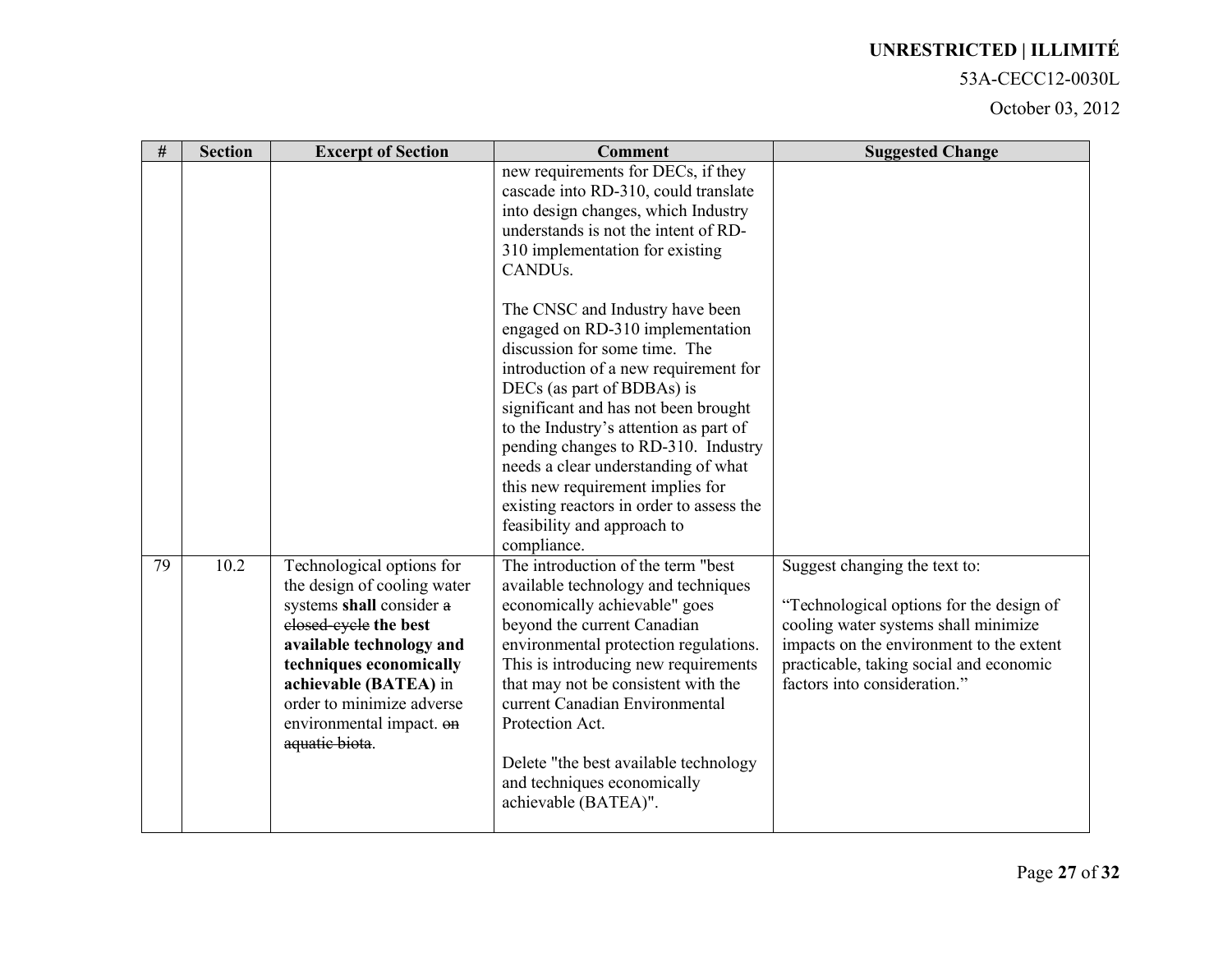| # | Section | Excerpt of Section | Comment | Suggested Change |
|---|---|---|---|---|
| | | | new requirements for DECs, if they cascade into RD-310, could translate into design changes, which Industry understands is not the intent of RD-310 implementation for existing CANDUs.<br><br>The CNSC and Industry have been engaged on RD-310 implementation discussion for some time. The introduction of a new requirement for DECs (as part of BDBAs) is significant and has not been brought to the Industry's attention as part of pending changes to RD-310. Industry needs a clear understanding of what this new requirement implies for existing reactors in order to assess the feasibility and approach to compliance. | |
| 79 | 10.2 | Technological options for the design of cooling water systems **shall** consider ~~a closed-cycle~~ **the best available technology and techniques economically achievable (BATEA)** in order to minimize adverse environmental impact. ~~on aquatic biota~~. | The introduction of the term "best available technology and techniques economically achievable" goes beyond the current Canadian environmental protection regulations. This is introducing new requirements that may not be consistent with the current Canadian Environmental Protection Act.<br><br>Delete "the best available technology and techniques economically achievable (BATEA)". | Suggest changing the text to:<br><br>"Technological options for the design of cooling water systems shall minimize impacts on the environment to the extent practicable, taking social and economic factors into consideration." |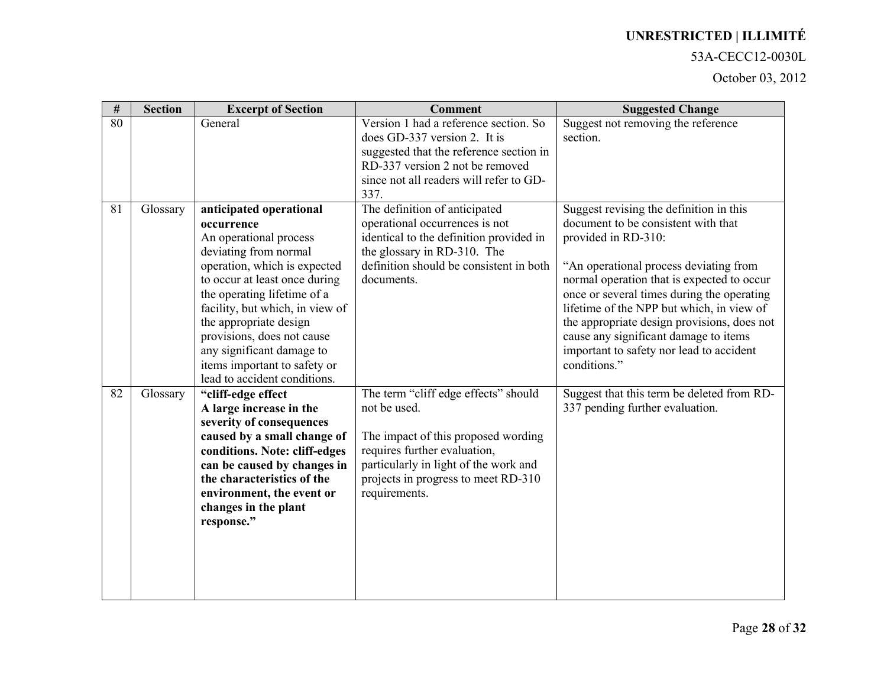| # | Section | Excerpt of Section | Comment | Suggested Change |
|---|---|---|---|---|
| 80 | | General | Version 1 had a reference section. So does GD-337 version 2. It is suggested that the reference section in RD-337 version 2 not be removed since not all readers will refer to GD-337. | Suggest not removing the reference section. |
| 81 | Glossary | **anticipated operational occurrence** An operational process deviating from normal operation, which is expected to occur at least once during the operating lifetime of a facility, but which, in view of the appropriate design provisions, does not cause any significant damage to items important to safety or lead to accident conditions. | The definition of anticipated operational occurrences is not identical to the definition provided in the glossary in RD-310. The definition should be consistent in both documents. | Suggest revising the definition in this document to be consistent with that provided in RD-310: “An operational process deviating from normal operation that is expected to occur once or several times during the operating lifetime of the NPP but which, in view of the appropriate design provisions, does not cause any significant damage to items important to safety nor lead to accident conditions.” |
| 82 | Glossary | **“cliff-edge effect A large increase in the severity of consequences caused by a small change of conditions. Note: cliff-edges can be caused by changes in the characteristics of the environment, the event or changes in the plant response.”** | The term “cliff edge effects” should not be used. The impact of this proposed wording requires further evaluation, particularly in light of the work and projects in progress to meet RD-310 requirements. | Suggest that this term be deleted from RD-337 pending further evaluation. |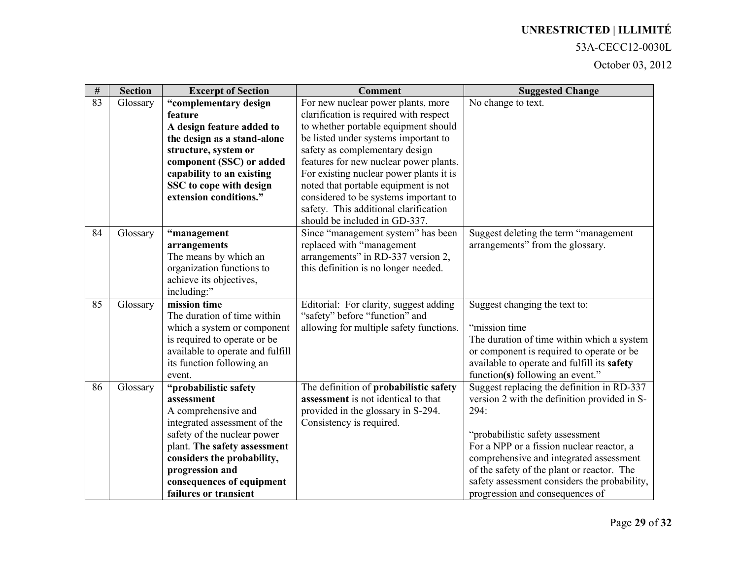| # | Section | Excerpt of Section | Comment | Suggested Change |
|---|---|---|---|---|
| 83 | Glossary | **"complementary design feature A design feature added to the design as a stand-alone structure, system or component (SSC) or added capability to an existing SSC to cope with design extension conditions."** | For new nuclear power plants, more clarification is required with respect to whether portable equipment should be listed under systems important to safety as complementary design features for new nuclear power plants. For existing nuclear power plants it is noted that portable equipment is not considered to be systems important to safety. This additional clarification should be included in GD-337. | No change to text. |
| 84 | Glossary | **"management arrangements** The means by which an organization functions to achieve its objectives, including:" | Since "management system" has been replaced with "management arrangements" in RD-337 version 2, this definition is no longer needed. | Suggest deleting the term "management arrangements" from the glossary. |
| 85 | Glossary | **mission time** The duration of time within which a system or component is required to operate or be available to operate and fulfill its function following an event. | Editorial: For clarity, suggest adding "safety" before "function" and allowing for multiple safety functions. | Suggest changing the text to: "mission time The duration of time within which a system or component is required to operate or be available to operate and fulfill its **safety** function**(s)** following an event." |
| 86 | Glossary | **"probabilistic safety assessment** A comprehensive and integrated assessment of the safety of the nuclear power plant. **The safety assessment considers the probability, progression and consequences of equipment failures or transient** | The definition of **probabilistic safety assessment** is not identical to that provided in the glossary in S-294. Consistency is required. | Suggest replacing the definition in RD-337 version 2 with the definition provided in S-294: "probabilistic safety assessment For a NPP or a fission nuclear reactor, a comprehensive and integrated assessment of the safety of the plant or reactor. The safety assessment considers the probability, progression and consequences of |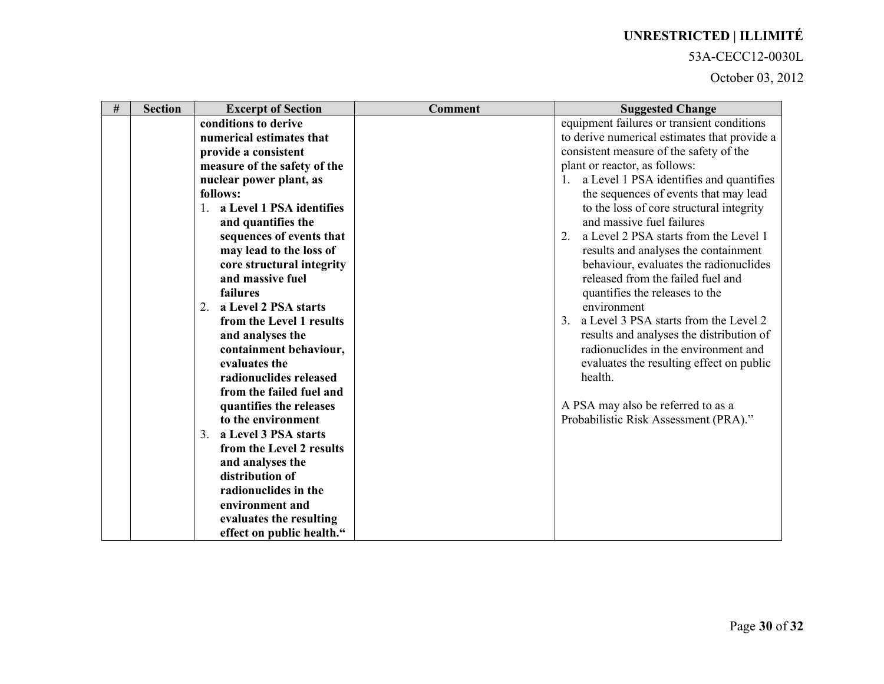| # | Section | Excerpt of Section | Comment | Suggested Change |
|---|---|---|---|---|
| | | **conditions to derive numerical estimates that provide a consistent measure of the safety of the nuclear power plant, as follows:**<br>1. **a Level 1 PSA identifies and quantifies the sequences of events that may lead to the loss of core structural integrity and massive fuel failures**<br>2. **a Level 2 PSA starts from the Level 1 results and analyses the containment behaviour, evaluates the radionuclides released from the failed fuel and quantifies the releases to the environment**<br>3. **a Level 3 PSA starts from the Level 2 results and analyses the distribution of radionuclides in the environment and evaluates the resulting effect on public health.“** | | equipment failures or transient conditions to derive numerical estimates that provide a consistent measure of the safety of the plant or reactor, as follows:<br>1. a Level 1 PSA identifies and quantifies the sequences of events that may lead to the loss of core structural integrity and massive fuel failures<br>2. a Level 2 PSA starts from the Level 1 results and analyses the containment behaviour, evaluates the radionuclides released from the failed fuel and quantifies the releases to the environment<br>3. a Level 3 PSA starts from the Level 2 results and analyses the distribution of radionuclides in the environment and evaluates the resulting effect on public health.<br><br>A PSA may also be referred to as a Probabilistic Risk Assessment (PRA).” |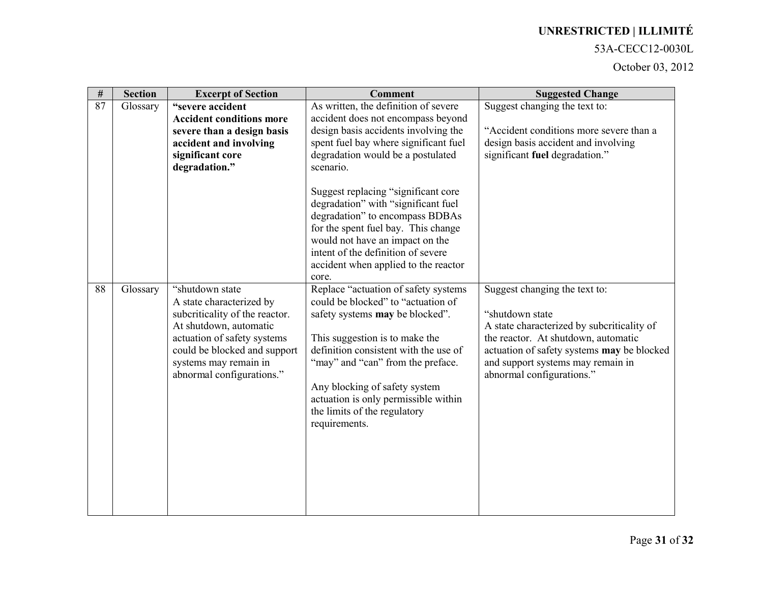| # | Section | Excerpt of Section | Comment | Suggested Change |
|---|---|---|---|---|
| 87 | Glossary | **"severe accident Accident conditions more severe than a design basis accident and involving significant core degradation."** | As written, the definition of severe accident does not encompass beyond design basis accidents involving the spent fuel bay where significant fuel degradation would be a postulated scenario.<br><br>Suggest replacing "significant core degradation" with "significant fuel degradation" to encompass BDBAs for the spent fuel bay. This change would not have an impact on the intent of the definition of severe accident when applied to the reactor core. | Suggest changing the text to:<br><br>"Accident conditions more severe than a design basis accident and involving significant **fuel** degradation." |
| 88 | Glossary | "shutdown state A state characterized by subcriticality of the reactor. At shutdown, automatic actuation of safety systems could be blocked and support systems may remain in abnormal configurations." | Replace "actuation of safety systems could be blocked" to "actuation of safety systems **may** be blocked".<br><br>This suggestion is to make the definition consistent with the use of "may" and "can" from the preface.<br><br>Any blocking of safety system actuation is only permissible within the limits of the regulatory requirements. | Suggest changing the text to:<br><br>"shutdown state<br>A state characterized by subcriticality of the reactor. At shutdown, automatic actuation of safety systems **may** be blocked and support systems may remain in abnormal configurations." |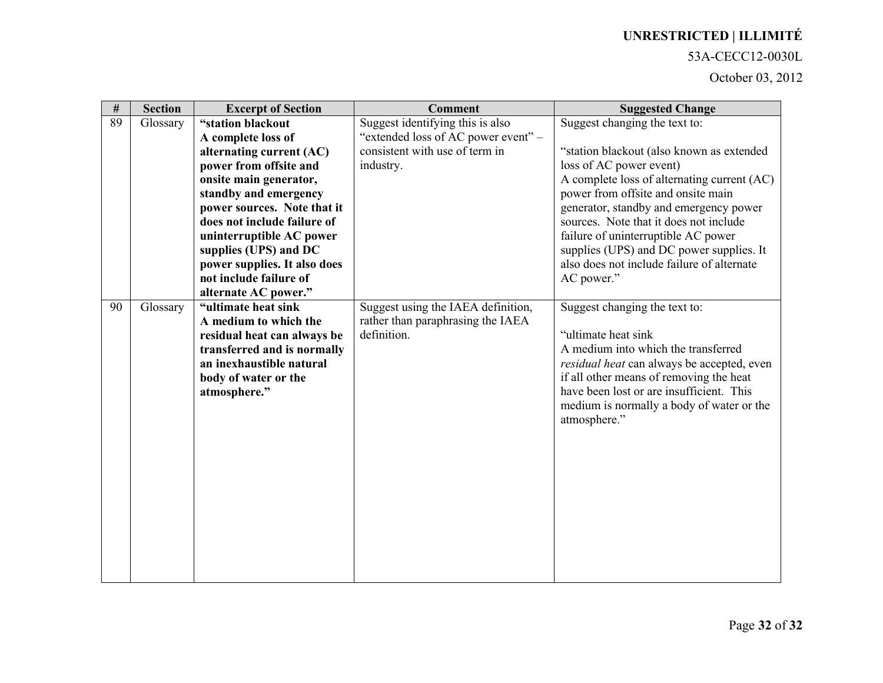| # | Section | Excerpt of Section | Comment | Suggested Change |
|---|---|---|---|---|
| 89 | Glossary | **"station blackout A complete loss of alternating current (AC) power from offsite and onsite main generator, standby and emergency power sources. Note that it does not include failure of uninterruptible AC power supplies (UPS) and DC power supplies. It also does not include failure of alternate AC power."** | Suggest identifying this is also "extended loss of AC power event" – consistent with use of term in industry. | Suggest changing the text to: "station blackout (also known as extended loss of AC power event) A complete loss of alternating current (AC) power from offsite and onsite main generator, standby and emergency power sources. Note that it does not include failure of uninterruptible AC power supplies (UPS) and DC power supplies. It also does not include failure of alternate AC power." |
| 90 | Glossary | **"ultimate heat sink A medium to which the residual heat can always be transferred and is normally an inexhaustible natural body of water or the atmosphere."** | Suggest using the IAEA definition, rather than paraphrasing the IAEA definition. | Suggest changing the text to: "ultimate heat sink A medium into which the transferred *residual heat* can always be accepted, even if all other means of removing the heat have been lost or are insufficient. This medium is normally a body of water or the atmosphere." |